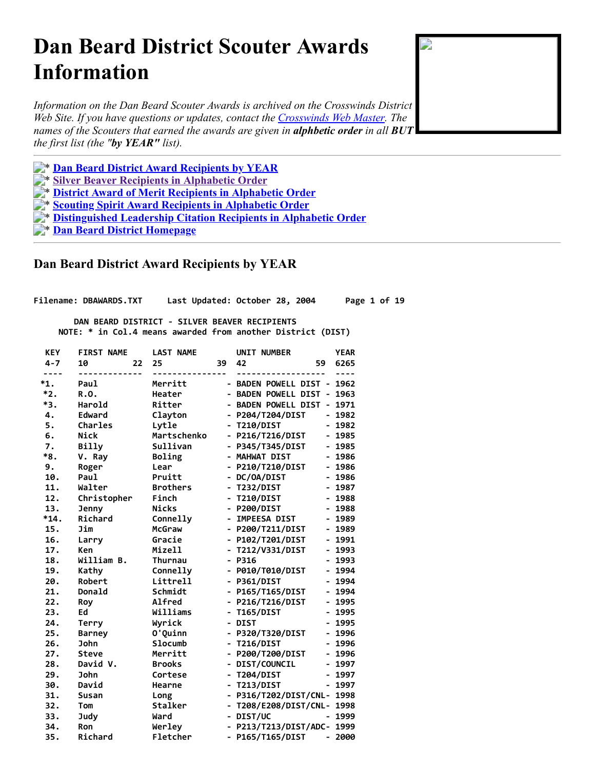# Dan Beard District Scouter Awards Information

*Information on the Dan Beard Scouter Awards is archived on the Crosswinds District Web Site. If you have questions or updates, contact the [Crosswinds Web Master](). The names of the Scouters that earned the awards are given in **alphbetic order** in all **BUT** the first list (the **"by YEAR"** list).*

---

- * **[Dan Beard District Award Recipients by YEAR]()**
- * **[Silver Beaver Recipients in Alphabetic Order]()**
- * **[District Award of Merit Recipients in Alphabetic Order]()**
- * **[Scouting Spirit Award Recipients in Alphabetic Order]()**
- * **[Distinguished Leadership Citation Recipients in Alphabetic Order]()**
- * **[Dan Beard District Homepage]()**

---

## Dan Beard District Award Recipients by YEAR

```
Filename: DBAWARDS.TXT     Last Updated: October 28, 2004      Page 1 of 19

        DAN BEARD DISTRICT - SILVER BEAVER RECIPIENTS
    NOTE: * in Col.4 means awarded from another District (DIST)

  KEY    FIRST NAME     LAST NAME         UNIT NUMBER         YEAR
  4-7    10         22  25             39  42               59  6265
  ----   -------------  ---------------   ------------------  ----
  *1.    Paul           Merritt         - BADEN POWELL DIST - 1962
   *2.   R.O.           Heater          - BADEN POWELL DIST - 1963
   *3.   Harold         Ritter          - BADEN POWELL DIST - 1971
   4.    Edward         Clayton         - P204/T204/DIST    - 1982
   5.    Charles        Lytle           - T210/DIST         - 1982
   6.    Nick           Martschenko     - P216/T216/DIST    - 1985
   7.    Billy          Sullivan        - P345/T345/DIST    - 1985
   *8.   V. Ray         Boling          - MAHWAT DIST       - 1986
   9.    Roger          Lear            - P210/T210/DIST    - 1986
   10.   Paul           Pruitt          - DC/OA/DIST        - 1986
   11.   Walter         Brothers        - T232/DIST         - 1987
   12.   Christopher    Finch           - T210/DIST         - 1988
   13.   Jenny          Nicks           - P200/DIST         - 1988
  *14.   Richard        Connelly        - IMPEESA DIST      - 1989
   15.   Jim            McGraw          - P200/T211/DIST    - 1989
   16.   Larry          Gracie          - P102/T201/DIST    - 1991
   17.   Ken            Mizell          - T212/V331/DIST    - 1993
   18.   William B.     Thurnau         - P316              - 1993
   19.   Kathy          Connelly        - P010/T010/DIST    - 1994
   20.   Robert         Littrell        - P361/DIST         - 1994
   21.   Donald         Schmidt         - P165/T165/DIST    - 1994
   22.   Roy            Alfred          - P216/T216/DIST    - 1995
   23.   Ed             Williams        - T165/DIST         - 1995
   24.   Terry          Wyrick          - DIST              - 1995
   25.   Barney         O'Quinn         - P320/T320/DIST    - 1996
   26.   John           Slocumb         - T216/DIST         - 1996
   27.   Steve          Merritt         - P200/T200/DIST    - 1996
   28.   David V.       Brooks          - DIST/COUNCIL      - 1997
   29.   John           Cortese         - T204/DIST         - 1997
   30.   David          Hearne          - T213/DIST         - 1997
   31.   Susan          Long            - P316/T202/DIST/CNL- 1998
   32.   Tom            Stalker         - T208/E208/DIST/CNL- 1998
   33.   Judy           Ward            - DIST/UC           - 1999
   34.   Ron            Werley          - P213/T213/DIST/ADC- 1999
   35.   Richard        Fletcher        - P165/T165/DIST    - 2000
```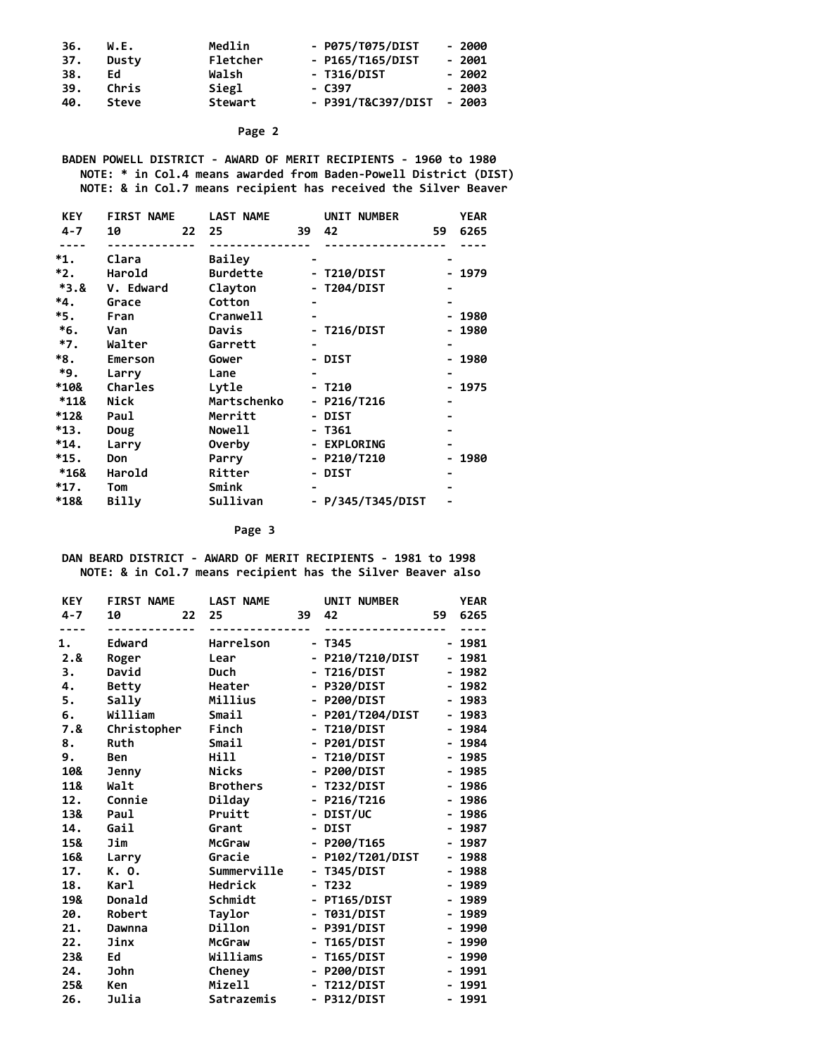| | | | | |
|---|---|---|---|---|
| 36. | W.E. | Medlin | - P075/T075/DIST | - 2000 |
| 37. | Dusty | Fletcher | - P165/T165/DIST | - 2001 |
| 38. | Ed | Walsh | - T316/DIST | - 2002 |
| 39. | Chris | Siegl | - C397 | - 2003 |
| 40. | Steve | Stewart | - P391/T&C397/DIST | - 2003 |

**Page 2**

**BADEN POWELL DISTRICT - AWARD OF MERIT RECIPIENTS - 1960 to 1980**

**NOTE: * in Col.4 means awarded from Baden-Powell District (DIST)**

**NOTE: & in Col.7 means recipient has received the Silver Beaver**

| KEY<br>4-7 | FIRST NAME<br>10 22 | LAST NAME<br>25 39 | UNIT NUMBER<br>42 59 | YEAR<br>6265 |
|---|---|---|---|---|
| *1. | Clara | Bailey | - | - |
| *2. | Harold | Burdette | - T210/DIST | - 1979 |
| *3.& | V. Edward | Clayton | - T204/DIST | - |
| *4. | Grace | Cotton | - | - |
| *5. | Fran | Cranwell | - | - 1980 |
| *6. | Van | Davis | - T216/DIST | - 1980 |
| *7. | Walter | Garrett | - | - |
| *8. | Emerson | Gower | - DIST | - 1980 |
| *9. | Larry | Lane | - | - |
| *10& | Charles | Lytle | - T210 | - 1975 |
| *11& | Nick | Martschenko | - P216/T216 | - |
| *12& | Paul | Merritt | - DIST | - |
| *13. | Doug | Nowell | - T361 | - |
| *14. | Larry | Overby | - EXPLORING | - |
| *15. | Don | Parry | - P210/T210 | - 1980 |
| *16& | Harold | Ritter | - DIST | - |
| *17. | Tom | Smink | - | - |
| *18& | Billy | Sullivan | - P/345/T345/DIST | - |

**Page 3**

**DAN BEARD DISTRICT - AWARD OF MERIT RECIPIENTS - 1981 to 1998**

**NOTE: & in Col.7 means recipient has the Silver Beaver also**

| KEY<br>4-7 | FIRST NAME<br>10 22 | LAST NAME<br>25 39 | UNIT NUMBER<br>42 59 | YEAR<br>6265 |
|---|---|---|---|---|
| 1. | Edward | Harrelson | - T345 | - 1981 |
| 2.& | Roger | Lear | - P210/T210/DIST | - 1981 |
| 3. | David | Duch | - T216/DIST | - 1982 |
| 4. | Betty | Heater | - P320/DIST | - 1982 |
| 5. | Sally | Millius | - P200/DIST | - 1983 |
| 6. | William | Smail | - P201/T204/DIST | - 1983 |
| 7.& | Christopher | Finch | - T210/DIST | - 1984 |
| 8. | Ruth | Smail | - P201/DIST | - 1984 |
| 9. | Ben | Hill | - T210/DIST | - 1985 |
| 10& | Jenny | Nicks | - P200/DIST | - 1985 |
| 11& | Walt | Brothers | - T232/DIST | - 1986 |
| 12. | Connie | Dilday | - P216/T216 | - 1986 |
| 13& | Paul | Pruitt | - DIST/UC | - 1986 |
| 14. | Gail | Grant | - DIST | - 1987 |
| 15& | Jim | McGraw | - P200/T165 | - 1987 |
| 16& | Larry | Gracie | - P102/T201/DIST | - 1988 |
| 17. | K. O. | Summerville | - T345/DIST | - 1988 |
| 18. | Karl | Hedrick | - T232 | - 1989 |
| 19& | Donald | Schmidt | - PT165/DIST | - 1989 |
| 20. | Robert | Taylor | - T031/DIST | - 1989 |
| 21. | Dawnna | Dillon | - P391/DIST | - 1990 |
| 22. | Jinx | McGraw | - T165/DIST | - 1990 |
| 23& | Ed | Williams | - T165/DIST | - 1990 |
| 24. | John | Cheney | - P200/DIST | - 1991 |
| 25& | Ken | Mizell | - T212/DIST | - 1991 |
| 26. | Julia | Satrazemis | - P312/DIST | - 1991 |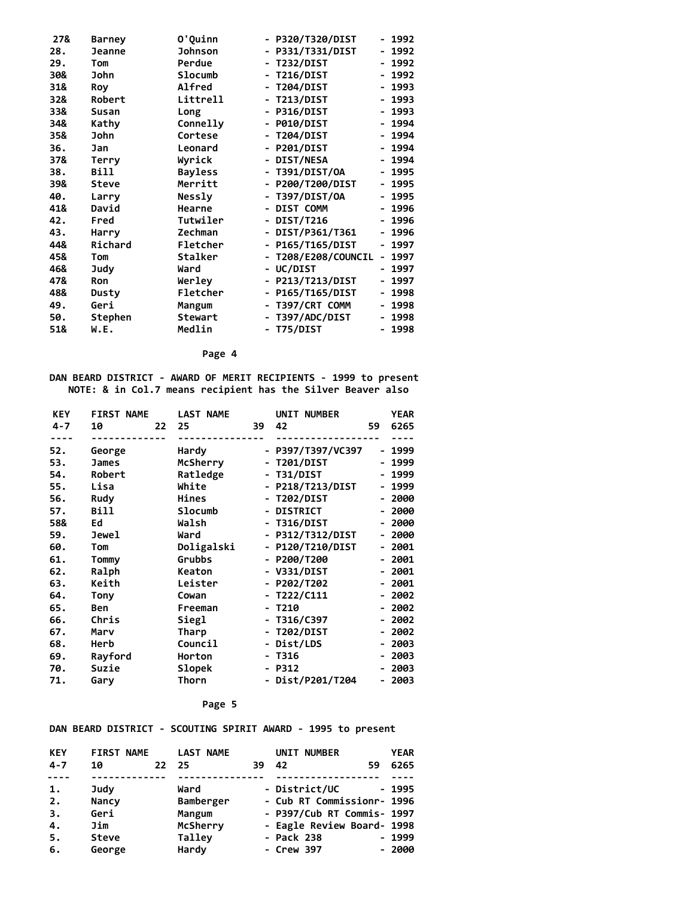| KEY | FIRST NAME | LAST NAME | UNIT NUMBER | YEAR |
|---|---|---|---|---|
| 27& | Barney | O'Quinn | - P320/T320/DIST | - 1992 |
| 28. | Jeanne | Johnson | - P331/T331/DIST | - 1992 |
| 29. | Tom | Perdue | - T232/DIST | - 1992 |
| 30& | John | Slocumb | - T216/DIST | - 1992 |
| 31& | Roy | Alfred | - T204/DIST | - 1993 |
| 32& | Robert | Littrell | - T213/DIST | - 1993 |
| 33& | Susan | Long | - P316/DIST | - 1993 |
| 34& | Kathy | Connelly | - P010/DIST | - 1994 |
| 35& | John | Cortese | - T204/DIST | - 1994 |
| 36. | Jan | Leonard | - P201/DIST | - 1994 |
| 37& | Terry | Wyrick | - DIST/NESA | - 1994 |
| 38. | Bill | Bayless | - T391/DIST/OA | - 1995 |
| 39& | Steve | Merritt | - P200/T200/DIST | - 1995 |
| 40. | Larry | Nessly | - T397/DIST/OA | - 1995 |
| 41& | David | Hearne | - DIST COMM | - 1996 |
| 42. | Fred | Tutwiler | - DIST/T216 | - 1996 |
| 43. | Harry | Zechman | - DIST/P361/T361 | - 1996 |
| 44& | Richard | Fletcher | - P165/T165/DIST | - 1997 |
| 45& | Tom | Stalker | - T208/E208/COUNCIL | - 1997 |
| 46& | Judy | Ward | - UC/DIST | - 1997 |
| 47& | Ron | Werley | - P213/T213/DIST | - 1997 |
| 48& | Dusty | Fletcher | - P165/T165/DIST | - 1998 |
| 49. | Geri | Mangum | - T397/CRT COMM | - 1998 |
| 50. | Stephen | Stewart | - T397/ADC/DIST | - 1998 |
| 51& | W.E. | Medlin | - T75/DIST | - 1998 |

Page 4

**DAN BEARD DISTRICT - AWARD OF MERIT RECIPIENTS - 1999 to present**
**NOTE: & in Col.7 means recipient has the Silver Beaver also**

| KEY 4-7 | FIRST NAME 10 22 | LAST NAME 25 39 | UNIT NUMBER 42 59 | YEAR 6265 |
|---|---|---|---|---|
| 52. | George | Hardy | - P397/T397/VC397 | - 1999 |
| 53. | James | McSherry | - T201/DIST | - 1999 |
| 54. | Robert | Ratledge | - T31/DIST | - 1999 |
| 55. | Lisa | White | - P218/T213/DIST | - 1999 |
| 56. | Rudy | Hines | - T202/DIST | - 2000 |
| 57. | Bill | Slocumb | - DISTRICT | - 2000 |
| 58& | Ed | Walsh | - T316/DIST | - 2000 |
| 59. | Jewel | Ward | - P312/T312/DIST | - 2000 |
| 60. | Tom | Doligalski | - P120/T210/DIST | - 2001 |
| 61. | Tommy | Grubbs | - P200/T200 | - 2001 |
| 62. | Ralph | Keaton | - V331/DIST | - 2001 |
| 63. | Keith | Leister | - P202/T202 | - 2001 |
| 64. | Tony | Cowan | - T222/C111 | - 2002 |
| 65. | Ben | Freeman | - T210 | - 2002 |
| 66. | Chris | Siegl | - T316/C397 | - 2002 |
| 67. | Marv | Tharp | - T202/DIST | - 2002 |
| 68. | Herb | Council | - Dist/LDS | - 2003 |
| 69. | Rayford | Horton | - T316 | - 2003 |
| 70. | Suzie | Slopek | - P312 | - 2003 |
| 71. | Gary | Thorn | - Dist/P201/T204 | - 2003 |

Page 5

**DAN BEARD DISTRICT - SCOUTING SPIRIT AWARD - 1995 to present**

| KEY 4-7 | FIRST NAME 10 22 | LAST NAME 25 39 | UNIT NUMBER 42 59 | YEAR 6265 |
|---|---|---|---|---|
| 1. | Judy | Ward | - District/UC | - 1995 |
| 2. | Nancy | Bamberger | - Cub RT Commissionr | - 1996 |
| 3. | Geri | Mangum | - P397/Cub RT Commis | - 1997 |
| 4. | Jim | McSherry | - Eagle Review Board | - 1998 |
| 5. | Steve | Talley | - Pack 238 | - 1999 |
| 6. | George | Hardy | - Crew 397 | - 2000 |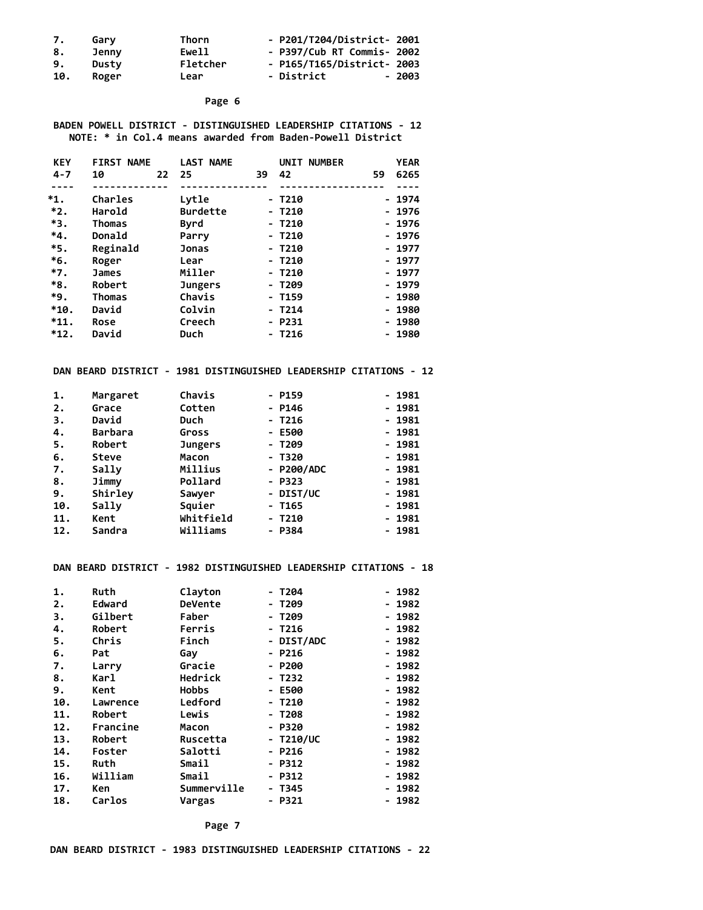| | | | | |
|---|---|---|---|---|
| 7. | Gary | Thorn | - P201/T204/District- | 2001 |
| 8. | Jenny | Ewell | - P397/Cub RT Commis- | 2002 |
| 9. | Dusty | Fletcher | - P165/T165/District- | 2003 |
| 10. | Roger | Lear | - District | - 2003 |

## BADEN POWELL DISTRICT - DISTINGUISHED LEADERSHIP CITATIONS - 12

NOTE: * in Col.4 means awarded from Baden-Powell District

| KEY 4-7 | FIRST NAME 10 22 | LAST NAME 25 39 | UNIT NUMBER 42 59 | YEAR 6265 |
|---|---|---|---|---|
| *1. | Charles | Lytle | - T210 | - 1974 |
| *2. | Harold | Burdette | - T210 | - 1976 |
| *3. | Thomas | Byrd | - T210 | - 1976 |
| *4. | Donald | Parry | - T210 | - 1976 |
| *5. | Reginald | Jonas | - T210 | - 1977 |
| *6. | Roger | Lear | - T210 | - 1977 |
| *7. | James | Miller | - T210 | - 1977 |
| *8. | Robert | Jungers | - T209 | - 1979 |
| *9. | Thomas | Chavis | - T159 | - 1980 |
| *10. | David | Colvin | - T214 | - 1980 |
| *11. | Rose | Creech | - P231 | - 1980 |
| *12. | David | Duch | - T216 | - 1980 |

## DAN BEARD DISTRICT - 1981 DISTINGUISHED LEADERSHIP CITATIONS - 12

| | | | | |
|---|---|---|---|---|
| 1. | Margaret | Chavis | - P159 | - 1981 |
| 2. | Grace | Cotten | - P146 | - 1981 |
| 3. | David | Duch | - T216 | - 1981 |
| 4. | Barbara | Gross | - E500 | - 1981 |
| 5. | Robert | Jungers | - T209 | - 1981 |
| 6. | Steve | Macon | - T320 | - 1981 |
| 7. | Sally | Millius | - P200/ADC | - 1981 |
| 8. | Jimmy | Pollard | - P323 | - 1981 |
| 9. | Shirley | Sawyer | - DIST/UC | - 1981 |
| 10. | Sally | Squier | - T165 | - 1981 |
| 11. | Kent | Whitfield | - T210 | - 1981 |
| 12. | Sandra | Williams | - P384 | - 1981 |

## DAN BEARD DISTRICT - 1982 DISTINGUISHED LEADERSHIP CITATIONS - 18

| | | | | |
|---|---|---|---|---|
| 1. | Ruth | Clayton | - T204 | - 1982 |
| 2. | Edward | DeVente | - T209 | - 1982 |
| 3. | Gilbert | Faber | - T209 | - 1982 |
| 4. | Robert | Ferris | - T216 | - 1982 |
| 5. | Chris | Finch | - DIST/ADC | - 1982 |
| 6. | Pat | Gay | - P216 | - 1982 |
| 7. | Larry | Gracie | - P200 | - 1982 |
| 8. | Karl | Hedrick | - T232 | - 1982 |
| 9. | Kent | Hobbs | - E500 | - 1982 |
| 10. | Lawrence | Ledford | - T210 | - 1982 |
| 11. | Robert | Lewis | - T208 | - 1982 |
| 12. | Francine | Macon | - P320 | - 1982 |
| 13. | Robert | Ruscetta | - T210/UC | - 1982 |
| 14. | Foster | Salotti | - P216 | - 1982 |
| 15. | Ruth | Smail | - P312 | - 1982 |
| 16. | William | Smail | - P312 | - 1982 |
| 17. | Ken | Summerville | - T345 | - 1982 |
| 18. | Carlos | Vargas | - P321 | - 1982 |

## DAN BEARD DISTRICT - 1983 DISTINGUISHED LEADERSHIP CITATIONS - 22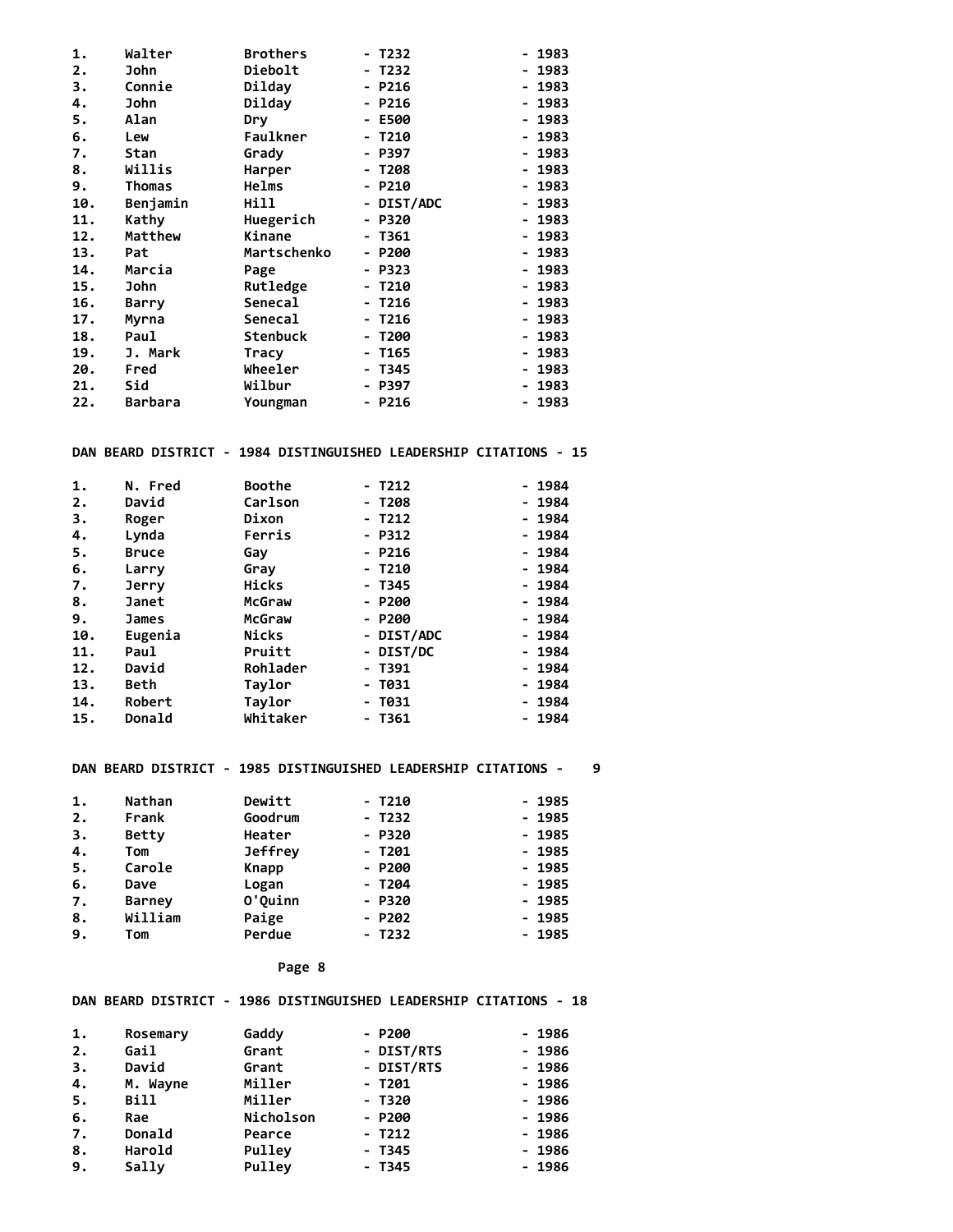| | | | | |
|---|---|---|---|---|
| 1. | Walter | Brothers | - T232 | - 1983 |
| 2. | John | Diebolt | - T232 | - 1983 |
| 3. | Connie | Dilday | - P216 | - 1983 |
| 4. | John | Dilday | - P216 | - 1983 |
| 5. | Alan | Dry | - E500 | - 1983 |
| 6. | Lew | Faulkner | - T210 | - 1983 |
| 7. | Stan | Grady | - P397 | - 1983 |
| 8. | Willis | Harper | - T208 | - 1983 |
| 9. | Thomas | Helms | - P210 | - 1983 |
| 10. | Benjamin | Hill | - DIST/ADC | - 1983 |
| 11. | Kathy | Huegerich | - P320 | - 1983 |
| 12. | Matthew | Kinane | - T361 | - 1983 |
| 13. | Pat | Martschenko | - P200 | - 1983 |
| 14. | Marcia | Page | - P323 | - 1983 |
| 15. | John | Rutledge | - T210 | - 1983 |
| 16. | Barry | Senecal | - T216 | - 1983 |
| 17. | Myrna | Senecal | - T216 | - 1983 |
| 18. | Paul | Stenbuck | - T200 | - 1983 |
| 19. | J. Mark | Tracy | - T165 | - 1983 |
| 20. | Fred | Wheeler | - T345 | - 1983 |
| 21. | Sid | Wilbur | - P397 | - 1983 |
| 22. | Barbara | Youngman | - P216 | - 1983 |

**DAN BEARD DISTRICT - 1984 DISTINGUISHED LEADERSHIP CITATIONS - 15**

| | | | | |
|---|---|---|---|---|
| 1. | N. Fred | Boothe | - T212 | - 1984 |
| 2. | David | Carlson | - T208 | - 1984 |
| 3. | Roger | Dixon | - T212 | - 1984 |
| 4. | Lynda | Ferris | - P312 | - 1984 |
| 5. | Bruce | Gay | - P216 | - 1984 |
| 6. | Larry | Gray | - T210 | - 1984 |
| 7. | Jerry | Hicks | - T345 | - 1984 |
| 8. | Janet | McGraw | - P200 | - 1984 |
| 9. | James | McGraw | - P200 | - 1984 |
| 10. | Eugenia | Nicks | - DIST/ADC | - 1984 |
| 11. | Paul | Pruitt | - DIST/DC | - 1984 |
| 12. | David | Rohlader | - T391 | - 1984 |
| 13. | Beth | Taylor | - T031 | - 1984 |
| 14. | Robert | Taylor | - T031 | - 1984 |
| 15. | Donald | Whitaker | - T361 | - 1984 |

**DAN BEARD DISTRICT - 1985 DISTINGUISHED LEADERSHIP CITATIONS - 9**

| | | | | |
|---|---|---|---|---|
| 1. | Nathan | Dewitt | - T210 | - 1985 |
| 2. | Frank | Goodrum | - T232 | - 1985 |
| 3. | Betty | Heater | - P320 | - 1985 |
| 4. | Tom | Jeffrey | - T201 | - 1985 |
| 5. | Carole | Knapp | - P200 | - 1985 |
| 6. | Dave | Logan | - T204 | - 1985 |
| 7. | Barney | O'Quinn | - P320 | - 1985 |
| 8. | William | Paige | - P202 | - 1985 |
| 9. | Tom | Perdue | - T232 | - 1985 |

**DAN BEARD DISTRICT - 1986 DISTINGUISHED LEADERSHIP CITATIONS - 18**

| | | | | |
|---|---|---|---|---|
| 1. | Rosemary | Gaddy | - P200 | - 1986 |
| 2. | Gail | Grant | - DIST/RTS | - 1986 |
| 3. | David | Grant | - DIST/RTS | - 1986 |
| 4. | M. Wayne | Miller | - T201 | - 1986 |
| 5. | Bill | Miller | - T320 | - 1986 |
| 6. | Rae | Nicholson | - P200 | - 1986 |
| 7. | Donald | Pearce | - T212 | - 1986 |
| 8. | Harold | Pulley | - T345 | - 1986 |
| 9. | Sally | Pulley | - T345 | - 1986 |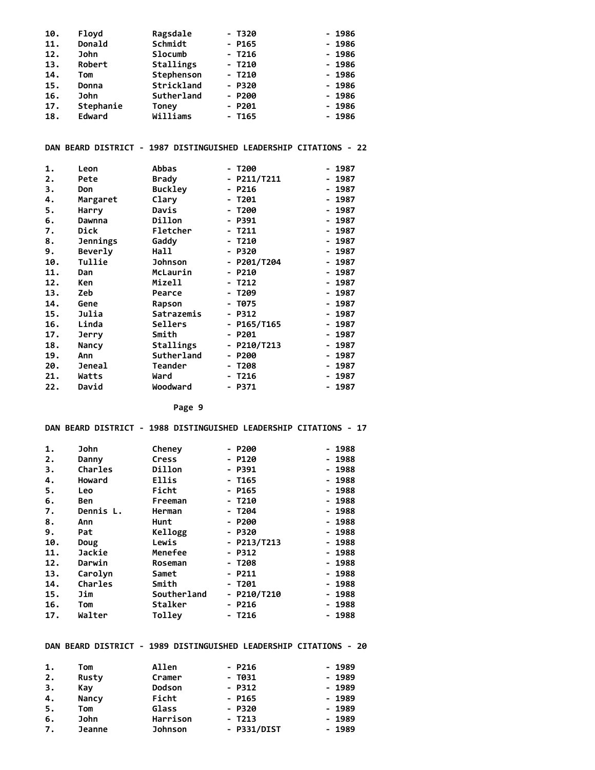| | | | | |
|---|---|---|---|---|
| 10. | Floyd | Ragsdale | - T320 | - 1986 |
| 11. | Donald | Schmidt | - P165 | - 1986 |
| 12. | John | Slocumb | - T216 | - 1986 |
| 13. | Robert | Stallings | - T210 | - 1986 |
| 14. | Tom | Stephenson | - T210 | - 1986 |
| 15. | Donna | Strickland | - P320 | - 1986 |
| 16. | John | Sutherland | - P200 | - 1986 |
| 17. | Stephanie | Toney | - P201 | - 1986 |
| 18. | Edward | Williams | - T165 | - 1986 |

**DAN BEARD DISTRICT - 1987 DISTINGUISHED LEADERSHIP CITATIONS - 22**

| | | | | |
|---|---|---|---|---|
| 1. | Leon | Abbas | - T200 | - 1987 |
| 2. | Pete | Brady | - P211/T211 | - 1987 |
| 3. | Don | Buckley | - P216 | - 1987 |
| 4. | Margaret | Clary | - T201 | - 1987 |
| 5. | Harry | Davis | - T200 | - 1987 |
| 6. | Dawnna | Dillon | - P391 | - 1987 |
| 7. | Dick | Fletcher | - T211 | - 1987 |
| 8. | Jennings | Gaddy | - T210 | - 1987 |
| 9. | Beverly | Hall | - P320 | - 1987 |
| 10. | Tullie | Johnson | - P201/T204 | - 1987 |
| 11. | Dan | McLaurin | - P210 | - 1987 |
| 12. | Ken | Mizell | - T212 | - 1987 |
| 13. | Zeb | Pearce | - T209 | - 1987 |
| 14. | Gene | Rapson | - T075 | - 1987 |
| 15. | Julia | Satrazemis | - P312 | - 1987 |
| 16. | Linda | Sellers | - P165/T165 | - 1987 |
| 17. | Jerry | Smith | - P201 | - 1987 |
| 18. | Nancy | Stallings | - P210/T213 | - 1987 |
| 19. | Ann | Sutherland | - P200 | - 1987 |
| 20. | Jeneal | Teander | - T208 | - 1987 |
| 21. | Watts | Ward | - T216 | - 1987 |
| 22. | David | Woodward | - P371 | - 1987 |

**DAN BEARD DISTRICT - 1988 DISTINGUISHED LEADERSHIP CITATIONS - 17**

| | | | | |
|---|---|---|---|---|
| 1. | John | Cheney | - P200 | - 1988 |
| 2. | Danny | Cress | - P120 | - 1988 |
| 3. | Charles | Dillon | - P391 | - 1988 |
| 4. | Howard | Ellis | - T165 | - 1988 |
| 5. | Leo | Ficht | - P165 | - 1988 |
| 6. | Ben | Freeman | - T210 | - 1988 |
| 7. | Dennis L. | Herman | - T204 | - 1988 |
| 8. | Ann | Hunt | - P200 | - 1988 |
| 9. | Pat | Kellogg | - P320 | - 1988 |
| 10. | Doug | Lewis | - P213/T213 | - 1988 |
| 11. | Jackie | Menefee | - P312 | - 1988 |
| 12. | Darwin | Roseman | - T208 | - 1988 |
| 13. | Carolyn | Samet | - P211 | - 1988 |
| 14. | Charles | Smith | - T201 | - 1988 |
| 15. | Jim | Southerland | - P210/T210 | - 1988 |
| 16. | Tom | Stalker | - P216 | - 1988 |
| 17. | Walter | Tolley | - T216 | - 1988 |

**DAN BEARD DISTRICT - 1989 DISTINGUISHED LEADERSHIP CITATIONS - 20**

| | | | | |
|---|---|---|---|---|
| 1. | Tom | Allen | - P216 | - 1989 |
| 2. | Rusty | Cramer | - T031 | - 1989 |
| 3. | Kay | Dodson | - P312 | - 1989 |
| 4. | Nancy | Ficht | - P165 | - 1989 |
| 5. | Tom | Glass | - P320 | - 1989 |
| 6. | John | Harrison | - T213 | - 1989 |
| 7. | Jeanne | Johnson | - P331/DIST | - 1989 |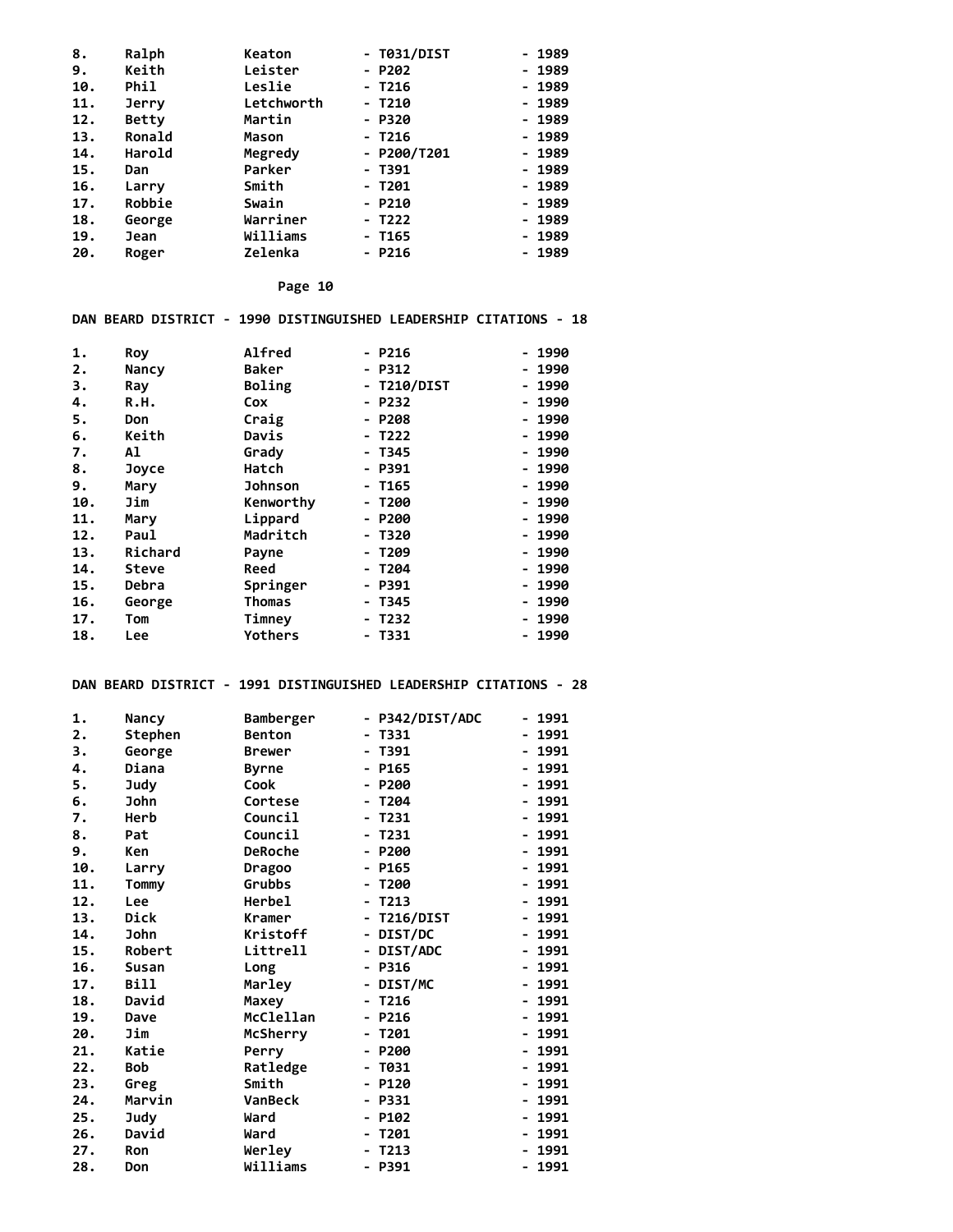8. Ralph Keaton - T031/DIST - 1989
9. Keith Leister - P202 - 1989
10. Phil Leslie - T216 - 1989
11. Jerry Letchworth - T210 - 1989
12. Betty Martin - P320 - 1989
13. Ronald Mason - T216 - 1989
14. Harold Megredy - P200/T201 - 1989
15. Dan Parker - T391 - 1989
16. Larry Smith - T201 - 1989
17. Robbie Swain - P210 - 1989
18. George Warriner - T222 - 1989
19. Jean Williams - T165 - 1989
20. Roger Zelenka - P216 - 1989

**DAN BEARD DISTRICT - 1990 DISTINGUISHED LEADERSHIP CITATIONS - 18**

1. Roy Alfred - P216 - 1990
2. Nancy Baker - P312 - 1990
3. Ray Boling - T210/DIST - 1990
4. R.H. Cox - P232 - 1990
5. Don Craig - P208 - 1990
6. Keith Davis - T222 - 1990
7. Al Grady - T345 - 1990
8. Joyce Hatch - P391 - 1990
9. Mary Johnson - T165 - 1990
10. Jim Kenworthy - T200 - 1990
11. Mary Lippard - P200 - 1990
12. Paul Madritch - T320 - 1990
13. Richard Payne - T209 - 1990
14. Steve Reed - T204 - 1990
15. Debra Springer - P391 - 1990
16. George Thomas - T345 - 1990
17. Tom Timney - T232 - 1990
18. Lee Yothers - T331 - 1990

**DAN BEARD DISTRICT - 1991 DISTINGUISHED LEADERSHIP CITATIONS - 28**

1. Nancy Bamberger - P342/DIST/ADC - 1991
2. Stephen Benton - T331 - 1991
3. George Brewer - T391 - 1991
4. Diana Byrne - P165 - 1991
5. Judy Cook - P200 - 1991
6. John Cortese - T204 - 1991
7. Herb Council - T231 - 1991
8. Pat Council - T231 - 1991
9. Ken DeRoche - P200 - 1991
10. Larry Dragoo - P165 - 1991
11. Tommy Grubbs - T200 - 1991
12. Lee Herbel - T213 - 1991
13. Dick Kramer - T216/DIST - 1991
14. John Kristoff - DIST/DC - 1991
15. Robert Littrell - DIST/ADC - 1991
16. Susan Long - P316 - 1991
17. Bill Marley - DIST/MC - 1991
18. David Maxey - T216 - 1991
19. Dave McClellan - P216 - 1991
20. Jim McSherry - T201 - 1991
21. Katie Perry - P200 - 1991
22. Bob Ratledge - T031 - 1991
23. Greg Smith - P120 - 1991
24. Marvin VanBeck - P331 - 1991
25. Judy Ward - P102 - 1991
26. David Ward - T201 - 1991
27. Ron Werley - T213 - 1991
28. Don Williams - P391 - 1991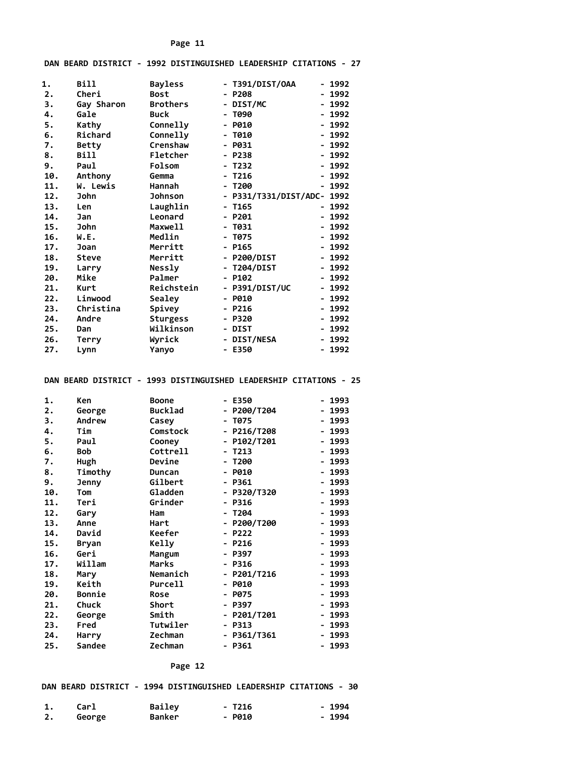## DAN BEARD DISTRICT - 1992 DISTINGUISHED LEADERSHIP CITATIONS - 27

| # | First Name | Last Name | Unit | Year |
|---|---|---|---|---|
| 1. | Bill | Bayless | - T391/DIST/OAA | - 1992 |
| 2. | Cheri | Bost | - P208 | - 1992 |
| 3. | Gay Sharon | Brothers | - DIST/MC | - 1992 |
| 4. | Gale | Buck | - T090 | - 1992 |
| 5. | Kathy | Connelly | - P010 | - 1992 |
| 6. | Richard | Connelly | - T010 | - 1992 |
| 7. | Betty | Crenshaw | - P031 | - 1992 |
| 8. | Bill | Fletcher | - P238 | - 1992 |
| 9. | Paul | Folsom | - T232 | - 1992 |
| 10. | Anthony | Gemma | - T216 | - 1992 |
| 11. | W. Lewis | Hannah | - T200 | - 1992 |
| 12. | John | Johnson | - P331/T331/DIST/ADC | - 1992 |
| 13. | Len | Laughlin | - T165 | - 1992 |
| 14. | Jan | Leonard | - P201 | - 1992 |
| 15. | John | Maxwell | - T031 | - 1992 |
| 16. | W.E. | Medlin | - T075 | - 1992 |
| 17. | Joan | Merritt | - P165 | - 1992 |
| 18. | Steve | Merritt | - P200/DIST | - 1992 |
| 19. | Larry | Nessly | - T204/DIST | - 1992 |
| 20. | Mike | Palmer | - P102 | - 1992 |
| 21. | Kurt | Reichstein | - P391/DIST/UC | - 1992 |
| 22. | Linwood | Sealey | - P010 | - 1992 |
| 23. | Christina | Spivey | - P216 | - 1992 |
| 24. | Andre | Sturgess | - P320 | - 1992 |
| 25. | Dan | Wilkinson | - DIST | - 1992 |
| 26. | Terry | Wyrick | - DIST/NESA | - 1992 |
| 27. | Lynn | Yanyo | - E350 | - 1992 |

## DAN BEARD DISTRICT - 1993 DISTINGUISHED LEADERSHIP CITATIONS - 25

| # | First Name | Last Name | Unit | Year |
|---|---|---|---|---|
| 1. | Ken | Boone | - E350 | - 1993 |
| 2. | George | Bucklad | - P200/T204 | - 1993 |
| 3. | Andrew | Casey | - T075 | - 1993 |
| 4. | Tim | Comstock | - P216/T208 | - 1993 |
| 5. | Paul | Cooney | - P102/T201 | - 1993 |
| 6. | Bob | Cottrell | - T213 | - 1993 |
| 7. | Hugh | Devine | - T200 | - 1993 |
| 8. | Timothy | Duncan | - P010 | - 1993 |
| 9. | Jenny | Gilbert | - P361 | - 1993 |
| 10. | Tom | Gladden | - P320/T320 | - 1993 |
| 11. | Teri | Grinder | - P316 | - 1993 |
| 12. | Gary | Ham | - T204 | - 1993 |
| 13. | Anne | Hart | - P200/T200 | - 1993 |
| 14. | David | Keefer | - P222 | - 1993 |
| 15. | Bryan | Kelly | - P216 | - 1993 |
| 16. | Geri | Mangum | - P397 | - 1993 |
| 17. | Willam | Marks | - P316 | - 1993 |
| 18. | Mary | Nemanich | - P201/T216 | - 1993 |
| 19. | Keith | Purcell | - P010 | - 1993 |
| 20. | Bonnie | Rose | - P075 | - 1993 |
| 21. | Chuck | Short | - P397 | - 1993 |
| 22. | George | Smith | - P201/T201 | - 1993 |
| 23. | Fred | Tutwiler | - P313 | - 1993 |
| 24. | Harry | Zechman | - P361/T361 | - 1993 |
| 25. | Sandee | Zechman | - P361 | - 1993 |

## DAN BEARD DISTRICT - 1994 DISTINGUISHED LEADERSHIP CITATIONS - 30

| # | First Name | Last Name | Unit | Year |
|---|---|---|---|---|
| 1. | Carl | Bailey | - T216 | - 1994 |
| 2. | George | Banker | - P010 | - 1994 |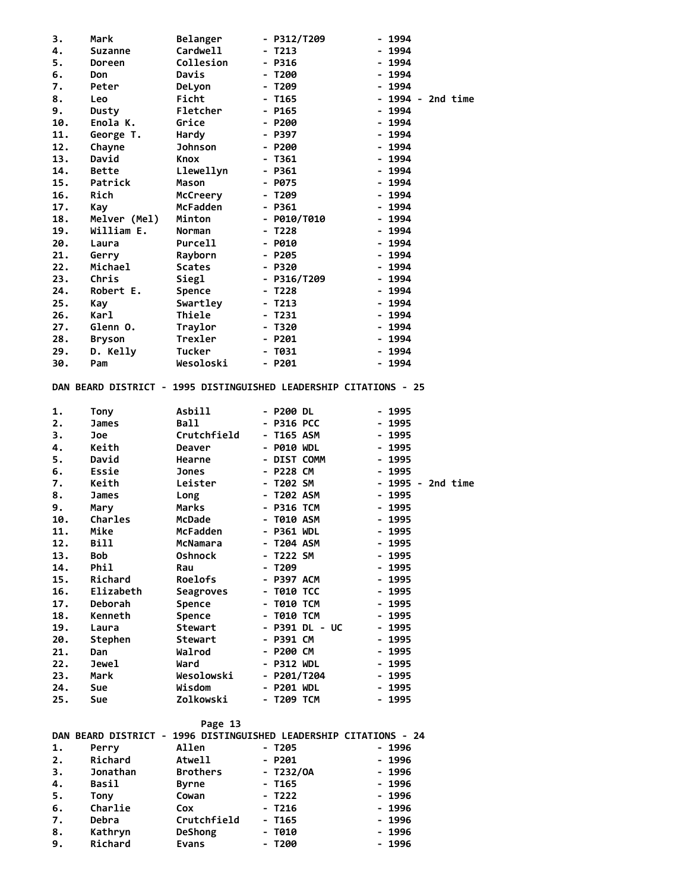| | | | | |
|---|---|---|---|---|
| 3. | Mark | Belanger | - P312/T209 | - 1994 |
| 4. | Suzanne | Cardwell | - T213 | - 1994 |
| 5. | Doreen | Collesion | - P316 | - 1994 |
| 6. | Don | Davis | - T200 | - 1994 |
| 7. | Peter | DeLyon | - T209 | - 1994 |
| 8. | Leo | Ficht | - T165 | - 1994 - 2nd time |
| 9. | Dusty | Fletcher | - P165 | - 1994 |
| 10. | Enola K. | Grice | - P200 | - 1994 |
| 11. | George T. | Hardy | - P397 | - 1994 |
| 12. | Chayne | Johnson | - P200 | - 1994 |
| 13. | David | Knox | - T361 | - 1994 |
| 14. | Bette | Llewellyn | - P361 | - 1994 |
| 15. | Patrick | Mason | - P075 | - 1994 |
| 16. | Rich | McCreery | - T209 | - 1994 |
| 17. | Kay | McFadden | - P361 | - 1994 |
| 18. | Melver (Mel) | Minton | - P010/T010 | - 1994 |
| 19. | William E. | Norman | - T228 | - 1994 |
| 20. | Laura | Purcell | - P010 | - 1994 |
| 21. | Gerry | Rayborn | - P205 | - 1994 |
| 22. | Michael | Scates | - P320 | - 1994 |
| 23. | Chris | Siegl | - P316/T209 | - 1994 |
| 24. | Robert E. | Spence | - T228 | - 1994 |
| 25. | Kay | Swartley | - T213 | - 1994 |
| 26. | Karl | Thiele | - T231 | - 1994 |
| 27. | Glenn O. | Traylor | - T320 | - 1994 |
| 28. | Bryson | Trexler | - P201 | - 1994 |
| 29. | D. Kelly | Tucker | - T031 | - 1994 |
| 30. | Pam | Wesoloski | - P201 | - 1994 |

**DAN BEARD DISTRICT - 1995 DISTINGUISHED LEADERSHIP CITATIONS - 25**

| | | | | |
|---|---|---|---|---|
| 1. | Tony | Asbill | - P200 DL | - 1995 |
| 2. | James | Ball | - P316 PCC | - 1995 |
| 3. | Joe | Crutchfield | - T165 ASM | - 1995 |
| 4. | Keith | Deaver | - P010 WDL | - 1995 |
| 5. | David | Hearne | - DIST COMM | - 1995 |
| 6. | Essie | Jones | - P228 CM | - 1995 |
| 7. | Keith | Leister | - T202 SM | - 1995 - 2nd time |
| 8. | James | Long | - T202 ASM | - 1995 |
| 9. | Mary | Marks | - P316 TCM | - 1995 |
| 10. | Charles | McDade | - T010 ASM | - 1995 |
| 11. | Mike | McFadden | - P361 WDL | - 1995 |
| 12. | Bill | McNamara | - T204 ASM | - 1995 |
| 13. | Bob | Oshnock | - T222 SM | - 1995 |
| 14. | Phil | Rau | - T209 | - 1995 |
| 15. | Richard | Roelofs | - P397 ACM | - 1995 |
| 16. | Elizabeth | Seagroves | - T010 TCC | - 1995 |
| 17. | Deborah | Spence | - T010 TCM | - 1995 |
| 18. | Kenneth | Spence | - T010 TCM | - 1995 |
| 19. | Laura | Stewart | - P391 DL - UC | - 1995 |
| 20. | Stephen | Stewart | - P391 CM | - 1995 |
| 21. | Dan | Walrod | - P200 CM | - 1995 |
| 22. | Jewel | Ward | - P312 WDL | - 1995 |
| 23. | Mark | Wesolowski | - P201/T204 | - 1995 |
| 24. | Sue | Wisdom | - P201 WDL | - 1995 |
| 25. | Sue | Zolkowski | - T209 TCM | - 1995 |

**DAN BEARD DISTRICT - 1996 DISTINGUISHED LEADERSHIP CITATIONS - 24**

| | | | | |
|---|---|---|---|---|
| 1. | Perry | Allen | - T205 | - 1996 |
| 2. | Richard | Atwell | - P201 | - 1996 |
| 3. | Jonathan | Brothers | - T232/OA | - 1996 |
| 4. | Basil | Byrne | - T165 | - 1996 |
| 5. | Tony | Cowan | - T222 | - 1996 |
| 6. | Charlie | Cox | - T216 | - 1996 |
| 7. | Debra | Crutchfield | - T165 | - 1996 |
| 8. | Kathryn | DeShong | - T010 | - 1996 |
| 9. | Richard | Evans | - T200 | - 1996 |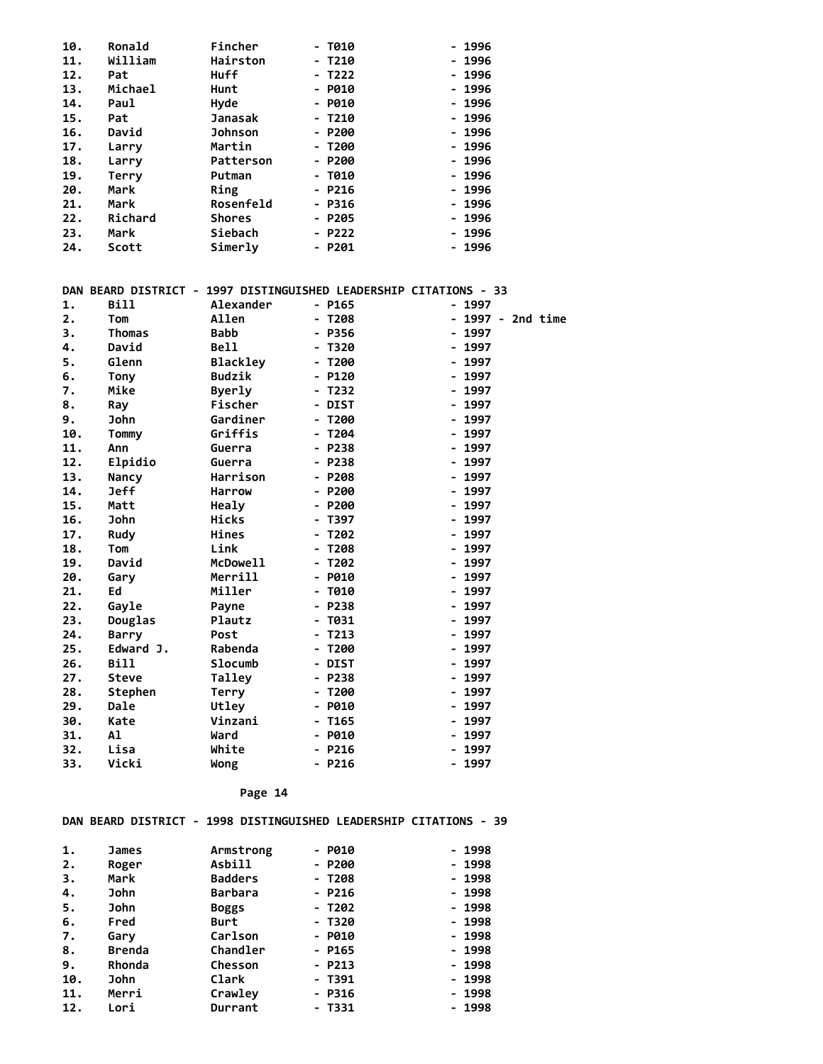| | | | | |
|---|---|---|---|---|
| 10. | Ronald | Fincher | - T010 | - 1996 |
| 11. | William | Hairston | - T210 | - 1996 |
| 12. | Pat | Huff | - T222 | - 1996 |
| 13. | Michael | Hunt | - P010 | - 1996 |
| 14. | Paul | Hyde | - P010 | - 1996 |
| 15. | Pat | Janasak | - T210 | - 1996 |
| 16. | David | Johnson | - P200 | - 1996 |
| 17. | Larry | Martin | - T200 | - 1996 |
| 18. | Larry | Patterson | - P200 | - 1996 |
| 19. | Terry | Putman | - T010 | - 1996 |
| 20. | Mark | Ring | - P216 | - 1996 |
| 21. | Mark | Rosenfeld | - P316 | - 1996 |
| 22. | Richard | Shores | - P205 | - 1996 |
| 23. | Mark | Siebach | - P222 | - 1996 |
| 24. | Scott | Simerly | - P201 | - 1996 |

**DAN BEARD DISTRICT - 1997 DISTINGUISHED LEADERSHIP CITATIONS - 33**

| | | | | |
|---|---|---|---|---|
| 1. | Bill | Alexander | - P165 | - 1997 |
| 2. | Tom | Allen | - T208 | - 1997 - 2nd time |
| 3. | Thomas | Babb | - P356 | - 1997 |
| 4. | David | Bell | - T320 | - 1997 |
| 5. | Glenn | Blackley | - T200 | - 1997 |
| 6. | Tony | Budzik | - P120 | - 1997 |
| 7. | Mike | Byerly | - T232 | - 1997 |
| 8. | Ray | Fischer | - DIST | - 1997 |
| 9. | John | Gardiner | - T200 | - 1997 |
| 10. | Tommy | Griffis | - T204 | - 1997 |
| 11. | Ann | Guerra | - P238 | - 1997 |
| 12. | Elpidio | Guerra | - P238 | - 1997 |
| 13. | Nancy | Harrison | - P208 | - 1997 |
| 14. | Jeff | Harrow | - P200 | - 1997 |
| 15. | Matt | Healy | - P200 | - 1997 |
| 16. | John | Hicks | - T397 | - 1997 |
| 17. | Rudy | Hines | - T202 | - 1997 |
| 18. | Tom | Link | - T208 | - 1997 |
| 19. | David | McDowell | - T202 | - 1997 |
| 20. | Gary | Merrill | - P010 | - 1997 |
| 21. | Ed | Miller | - T010 | - 1997 |
| 22. | Gayle | Payne | - P238 | - 1997 |
| 23. | Douglas | Plautz | - T031 | - 1997 |
| 24. | Barry | Post | - T213 | - 1997 |
| 25. | Edward J. | Rabenda | - T200 | - 1997 |
| 26. | Bill | Slocumb | - DIST | - 1997 |
| 27. | Steve | Talley | - P238 | - 1997 |
| 28. | Stephen | Terry | - T200 | - 1997 |
| 29. | Dale | Utley | - P010 | - 1997 |
| 30. | Kate | Vinzani | - T165 | - 1997 |
| 31. | Al | Ward | - P010 | - 1997 |
| 32. | Lisa | White | - P216 | - 1997 |
| 33. | Vicki | Wong | - P216 | - 1997 |

**DAN BEARD DISTRICT - 1998 DISTINGUISHED LEADERSHIP CITATIONS - 39**

| | | | | |
|---|---|---|---|---|
| 1. | James | Armstrong | - P010 | - 1998 |
| 2. | Roger | Asbill | - P200 | - 1998 |
| 3. | Mark | Badders | - T208 | - 1998 |
| 4. | John | Barbara | - P216 | - 1998 |
| 5. | John | Boggs | - T202 | - 1998 |
| 6. | Fred | Burt | - T320 | - 1998 |
| 7. | Gary | Carlson | - P010 | - 1998 |
| 8. | Brenda | Chandler | - P165 | - 1998 |
| 9. | Rhonda | Chesson | - P213 | - 1998 |
| 10. | John | Clark | - T391 | - 1998 |
| 11. | Merri | Crawley | - P316 | - 1998 |
| 12. | Lori | Durrant | - T331 | - 1998 |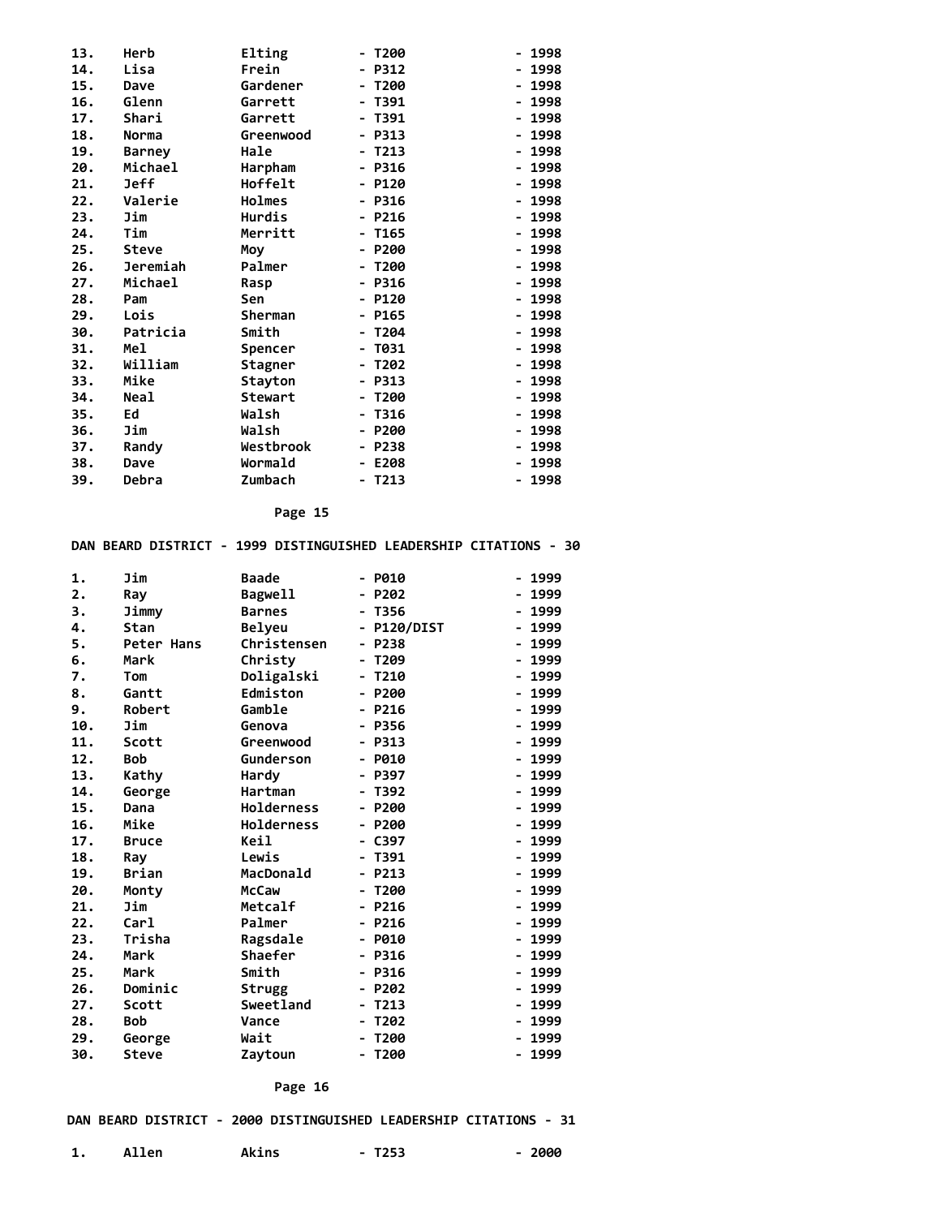| | | | | |
|---|---|---|---|---|
| 13. | Herb | Elting | - T200 | - 1998 |
| 14. | Lisa | Frein | - P312 | - 1998 |
| 15. | Dave | Gardener | - T200 | - 1998 |
| 16. | Glenn | Garrett | - T391 | - 1998 |
| 17. | Shari | Garrett | - T391 | - 1998 |
| 18. | Norma | Greenwood | - P313 | - 1998 |
| 19. | Barney | Hale | - T213 | - 1998 |
| 20. | Michael | Harpham | - P316 | - 1998 |
| 21. | Jeff | Hoffelt | - P120 | - 1998 |
| 22. | Valerie | Holmes | - P316 | - 1998 |
| 23. | Jim | Hurdis | - P216 | - 1998 |
| 24. | Tim | Merritt | - T165 | - 1998 |
| 25. | Steve | Moy | - P200 | - 1998 |
| 26. | Jeremiah | Palmer | - T200 | - 1998 |
| 27. | Michael | Rasp | - P316 | - 1998 |
| 28. | Pam | Sen | - P120 | - 1998 |
| 29. | Lois | Sherman | - P165 | - 1998 |
| 30. | Patricia | Smith | - T204 | - 1998 |
| 31. | Mel | Spencer | - T031 | - 1998 |
| 32. | William | Stagner | - T202 | - 1998 |
| 33. | Mike | Stayton | - P313 | - 1998 |
| 34. | Neal | Stewart | - T200 | - 1998 |
| 35. | Ed | Walsh | - T316 | - 1998 |
| 36. | Jim | Walsh | - P200 | - 1998 |
| 37. | Randy | Westbrook | - P238 | - 1998 |
| 38. | Dave | Wormald | - E208 | - 1998 |
| 39. | Debra | Zumbach | - T213 | - 1998 |

## DAN BEARD DISTRICT - 1999 DISTINGUISHED LEADERSHIP CITATIONS - 30

| | | | | |
|---|---|---|---|---|
| 1. | Jim | Baade | - P010 | - 1999 |
| 2. | Ray | Bagwell | - P202 | - 1999 |
| 3. | Jimmy | Barnes | - T356 | - 1999 |
| 4. | Stan | Belyeu | - P120/DIST | - 1999 |
| 5. | Peter Hans | Christensen | - P238 | - 1999 |
| 6. | Mark | Christy | - T209 | - 1999 |
| 7. | Tom | Doligalski | - T210 | - 1999 |
| 8. | Gantt | Edmiston | - P200 | - 1999 |
| 9. | Robert | Gamble | - P216 | - 1999 |
| 10. | Jim | Genova | - P356 | - 1999 |
| 11. | Scott | Greenwood | - P313 | - 1999 |
| 12. | Bob | Gunderson | - P010 | - 1999 |
| 13. | Kathy | Hardy | - P397 | - 1999 |
| 14. | George | Hartman | - T392 | - 1999 |
| 15. | Dana | Holderness | - P200 | - 1999 |
| 16. | Mike | Holderness | - P200 | - 1999 |
| 17. | Bruce | Keil | - C397 | - 1999 |
| 18. | Ray | Lewis | - T391 | - 1999 |
| 19. | Brian | MacDonald | - P213 | - 1999 |
| 20. | Monty | McCaw | - T200 | - 1999 |
| 21. | Jim | Metcalf | - P216 | - 1999 |
| 22. | Carl | Palmer | - P216 | - 1999 |
| 23. | Trisha | Ragsdale | - P010 | - 1999 |
| 24. | Mark | Shaefer | - P316 | - 1999 |
| 25. | Mark | Smith | - P316 | - 1999 |
| 26. | Dominic | Strugg | - P202 | - 1999 |
| 27. | Scott | Sweetland | - T213 | - 1999 |
| 28. | Bob | Vance | - T202 | - 1999 |
| 29. | George | Wait | - T200 | - 1999 |
| 30. | Steve | Zaytoun | - T200 | - 1999 |

## DAN BEARD DISTRICT - 2000 DISTINGUISHED LEADERSHIP CITATIONS - 31

| | | | | |
|---|---|---|---|---|
| 1. | Allen | Akins | - T253 | - 2000 |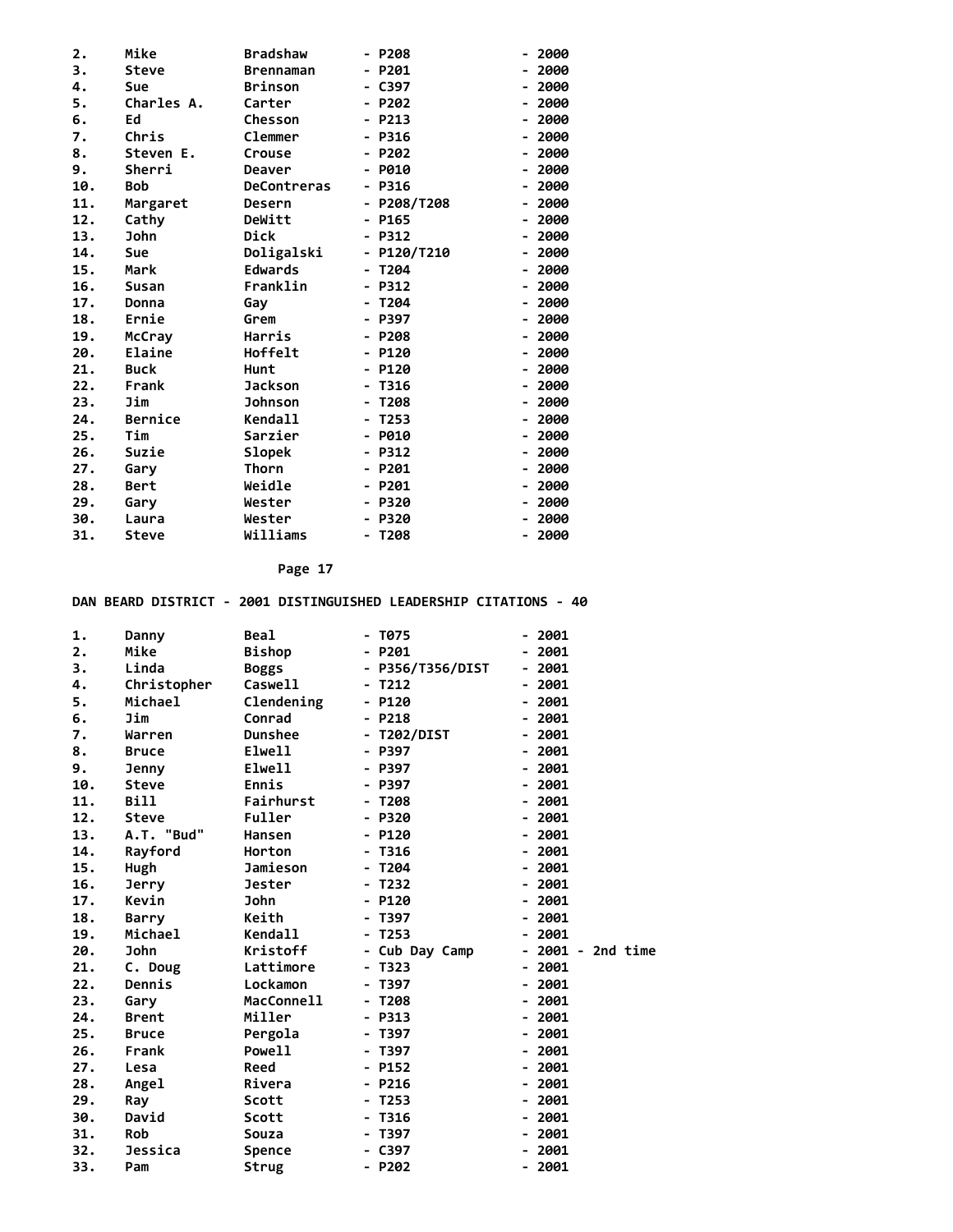| | | | | |
|---|---|---|---|---|
| 2. | Mike | Bradshaw | - P208 | - 2000 |
| 3. | Steve | Brennaman | - P201 | - 2000 |
| 4. | Sue | Brinson | - C397 | - 2000 |
| 5. | Charles A. | Carter | - P202 | - 2000 |
| 6. | Ed | Chesson | - P213 | - 2000 |
| 7. | Chris | Clemmer | - P316 | - 2000 |
| 8. | Steven E. | Crouse | - P202 | - 2000 |
| 9. | Sherri | Deaver | - P010 | - 2000 |
| 10. | Bob | DeContreras | - P316 | - 2000 |
| 11. | Margaret | Desern | - P208/T208 | - 2000 |
| 12. | Cathy | DeWitt | - P165 | - 2000 |
| 13. | John | Dick | - P312 | - 2000 |
| 14. | Sue | Doligalski | - P120/T210 | - 2000 |
| 15. | Mark | Edwards | - T204 | - 2000 |
| 16. | Susan | Franklin | - P312 | - 2000 |
| 17. | Donna | Gay | - T204 | - 2000 |
| 18. | Ernie | Grem | - P397 | - 2000 |
| 19. | McCray | Harris | - P208 | - 2000 |
| 20. | Elaine | Hoffelt | - P120 | - 2000 |
| 21. | Buck | Hunt | - P120 | - 2000 |
| 22. | Frank | Jackson | - T316 | - 2000 |
| 23. | Jim | Johnson | - T208 | - 2000 |
| 24. | Bernice | Kendall | - T253 | - 2000 |
| 25. | Tim | Sarzier | - P010 | - 2000 |
| 26. | Suzie | Slopek | - P312 | - 2000 |
| 27. | Gary | Thorn | - P201 | - 2000 |
| 28. | Bert | Weidle | - P201 | - 2000 |
| 29. | Gary | Wester | - P320 | - 2000 |
| 30. | Laura | Wester | - P320 | - 2000 |
| 31. | Steve | Williams | - T208 | - 2000 |

**DAN BEARD DISTRICT - 2001 DISTINGUISHED LEADERSHIP CITATIONS - 40**

| | | | | |
|---|---|---|---|---|
| 1. | Danny | Beal | - T075 | - 2001 |
| 2. | Mike | Bishop | - P201 | - 2001 |
| 3. | Linda | Boggs | - P356/T356/DIST | - 2001 |
| 4. | Christopher | Caswell | - T212 | - 2001 |
| 5. | Michael | Clendening | - P120 | - 2001 |
| 6. | Jim | Conrad | - P218 | - 2001 |
| 7. | Warren | Dunshee | - T202/DIST | - 2001 |
| 8. | Bruce | Elwell | - P397 | - 2001 |
| 9. | Jenny | Elwell | - P397 | - 2001 |
| 10. | Steve | Ennis | - P397 | - 2001 |
| 11. | Bill | Fairhurst | - T208 | - 2001 |
| 12. | Steve | Fuller | - P320 | - 2001 |
| 13. | A.T. "Bud" | Hansen | - P120 | - 2001 |
| 14. | Rayford | Horton | - T316 | - 2001 |
| 15. | Hugh | Jamieson | - T204 | - 2001 |
| 16. | Jerry | Jester | - T232 | - 2001 |
| 17. | Kevin | John | - P120 | - 2001 |
| 18. | Barry | Keith | - T397 | - 2001 |
| 19. | Michael | Kendall | - T253 | - 2001 |
| 20. | John | Kristoff | - Cub Day Camp | - 2001 - 2nd time |
| 21. | C. Doug | Lattimore | - T323 | - 2001 |
| 22. | Dennis | Lockamon | - T397 | - 2001 |
| 23. | Gary | MacConnell | - T208 | - 2001 |
| 24. | Brent | Miller | - P313 | - 2001 |
| 25. | Bruce | Pergola | - T397 | - 2001 |
| 26. | Frank | Powell | - T397 | - 2001 |
| 27. | Lesa | Reed | - P152 | - 2001 |
| 28. | Angel | Rivera | - P216 | - 2001 |
| 29. | Ray | Scott | - T253 | - 2001 |
| 30. | David | Scott | - T316 | - 2001 |
| 31. | Rob | Souza | - T397 | - 2001 |
| 32. | Jessica | Spence | - C397 | - 2001 |
| 33. | Pam | Strug | - P202 | - 2001 |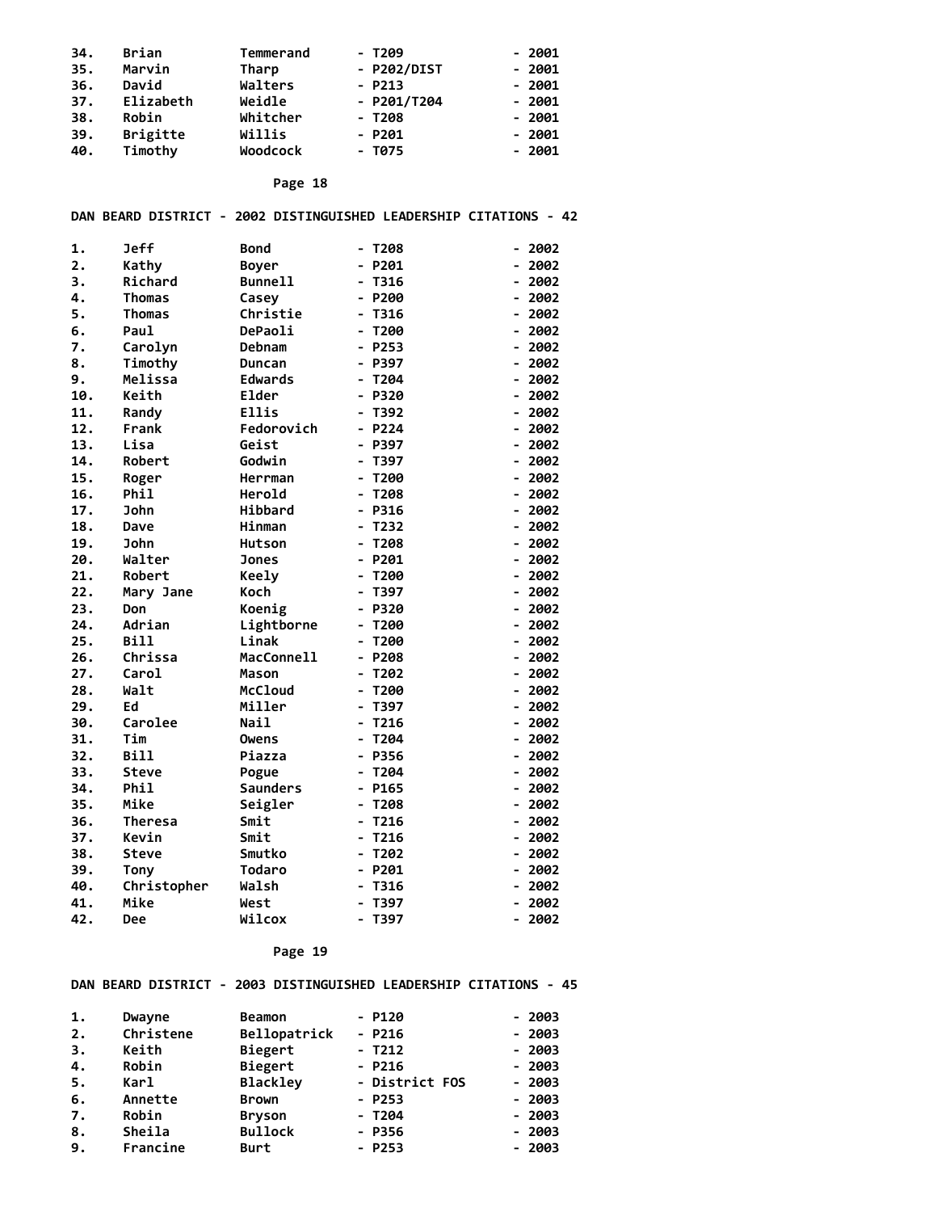| | | | | |
|---|---|---|---|---|
| 34. | Brian | Temmerand | - T209 | - 2001 |
| 35. | Marvin | Tharp | - P202/DIST | - 2001 |
| 36. | David | Walters | - P213 | - 2001 |
| 37. | Elizabeth | Weidle | - P201/T204 | - 2001 |
| 38. | Robin | Whitcher | - T208 | - 2001 |
| 39. | Brigitte | Willis | - P201 | - 2001 |
| 40. | Timothy | Woodcock | - T075 | - 2001 |

**DAN BEARD DISTRICT - 2002 DISTINGUISHED LEADERSHIP CITATIONS - 42**

| | | | | |
|---|---|---|---|---|
| 1. | Jeff | Bond | - T208 | - 2002 |
| 2. | Kathy | Boyer | - P201 | - 2002 |
| 3. | Richard | Bunnell | - T316 | - 2002 |
| 4. | Thomas | Casey | - P200 | - 2002 |
| 5. | Thomas | Christie | - T316 | - 2002 |
| 6. | Paul | DePaoli | - T200 | - 2002 |
| 7. | Carolyn | Debnam | - P253 | - 2002 |
| 8. | Timothy | Duncan | - P397 | - 2002 |
| 9. | Melissa | Edwards | - T204 | - 2002 |
| 10. | Keith | Elder | - P320 | - 2002 |
| 11. | Randy | Ellis | - T392 | - 2002 |
| 12. | Frank | Fedorovich | - P224 | - 2002 |
| 13. | Lisa | Geist | - P397 | - 2002 |
| 14. | Robert | Godwin | - T397 | - 2002 |
| 15. | Roger | Herrman | - T200 | - 2002 |
| 16. | Phil | Herold | - T208 | - 2002 |
| 17. | John | Hibbard | - P316 | - 2002 |
| 18. | Dave | Hinman | - T232 | - 2002 |
| 19. | John | Hutson | - T208 | - 2002 |
| 20. | Walter | Jones | - P201 | - 2002 |
| 21. | Robert | Keely | - T200 | - 2002 |
| 22. | Mary Jane | Koch | - T397 | - 2002 |
| 23. | Don | Koenig | - P320 | - 2002 |
| 24. | Adrian | Lightborne | - T200 | - 2002 |
| 25. | Bill | Linak | - T200 | - 2002 |
| 26. | Chrissa | MacConnell | - P208 | - 2002 |
| 27. | Carol | Mason | - T202 | - 2002 |
| 28. | Walt | McCloud | - T200 | - 2002 |
| 29. | Ed | Miller | - T397 | - 2002 |
| 30. | Carolee | Nail | - T216 | - 2002 |
| 31. | Tim | Owens | - T204 | - 2002 |
| 32. | Bill | Piazza | - P356 | - 2002 |
| 33. | Steve | Pogue | - T204 | - 2002 |
| 34. | Phil | Saunders | - P165 | - 2002 |
| 35. | Mike | Seigler | - T208 | - 2002 |
| 36. | Theresa | Smit | - T216 | - 2002 |
| 37. | Kevin | Smit | - T216 | - 2002 |
| 38. | Steve | Smutko | - T202 | - 2002 |
| 39. | Tony | Todaro | - P201 | - 2002 |
| 40. | Christopher | Walsh | - T316 | - 2002 |
| 41. | Mike | West | - T397 | - 2002 |
| 42. | Dee | Wilcox | - T397 | - 2002 |

**DAN BEARD DISTRICT - 2003 DISTINGUISHED LEADERSHIP CITATIONS - 45**

| | | | | |
|---|---|---|---|---|
| 1. | Dwayne | Beamon | - P120 | - 2003 |
| 2. | Christene | Bellopatrick | - P216 | - 2003 |
| 3. | Keith | Biegert | - T212 | - 2003 |
| 4. | Robin | Biegert | - P216 | - 2003 |
| 5. | Karl | Blackley | - District FOS | - 2003 |
| 6. | Annette | Brown | - P253 | - 2003 |
| 7. | Robin | Bryson | - T204 | - 2003 |
| 8. | Sheila | Bullock | - P356 | - 2003 |
| 9. | Francine | Burt | - P253 | - 2003 |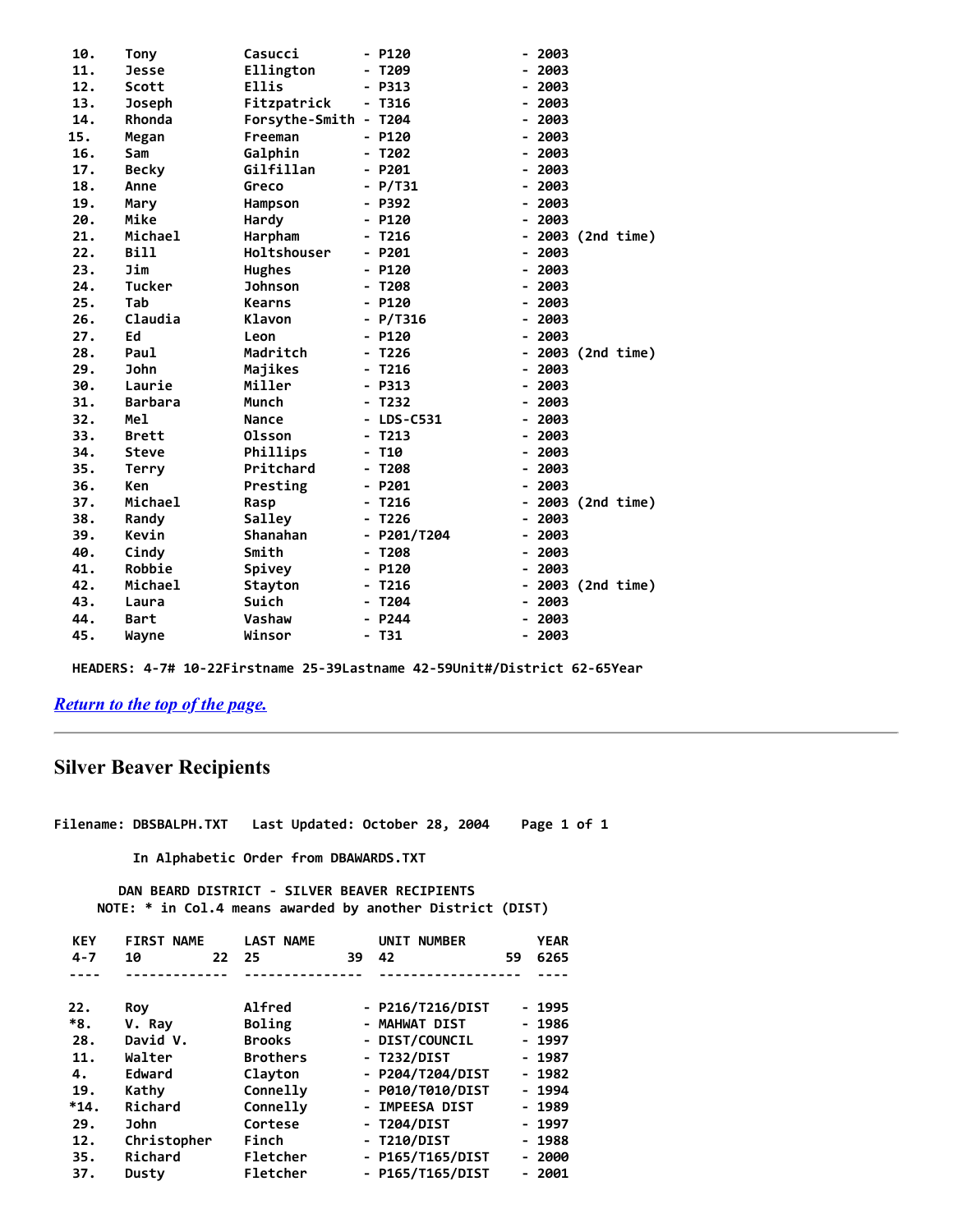```
 10.   Tony           Casucci        - P120              - 2003
 11.   Jesse          Ellington      - T209              - 2003
 12.   Scott          Ellis          - P313              - 2003
 13.   Joseph         Fitzpatrick    - T316              - 2003
 14.   Rhonda         Forsythe-Smith - T204              - 2003
 15.   Megan          Freeman        - P120              - 2003
 16.   Sam            Galphin        - T202              - 2003
 17.   Becky          Gilfillan      - P201              - 2003
 18.   Anne           Greco          - P/T31             - 2003
 19.   Mary           Hampson        - P392              - 2003
 20.   Mike           Hardy          - P120              - 2003
 21.   Michael        Harpham        - T216              - 2003 (2nd time)
 22.   Bill           Holtshouser    - P201              - 2003
 23.   Jim            Hughes         - P120              - 2003
 24.   Tucker         Johnson        - T208              - 2003
 25.   Tab            Kearns         - P120              - 2003
 26.   Claudia        Klavon         - P/T316            - 2003
 27.   Ed             Leon           - P120              - 2003
 28.   Paul           Madritch       - T226              - 2003 (2nd time)
 29.   John           Majikes        - T216              - 2003
 30.   Laurie         Miller         - P313              - 2003
 31.   Barbara        Munch          - T232              - 2003
 32.   Mel            Nance          - LDS-C531          - 2003
 33.   Brett          Olsson         - T213              - 2003
 34.   Steve          Phillips       - T10               - 2003
 35.   Terry          Pritchard      - T208              - 2003
 36.   Ken            Presting       - P201              - 2003
 37.   Michael        Rasp           - T216              - 2003 (2nd time)
 38.   Randy          Salley         - T226              - 2003
 39.   Kevin          Shanahan       - P201/T204         - 2003
 40.   Cindy          Smith          - T208              - 2003
 41.   Robbie         Spivey         - P120              - 2003
 42.   Michael        Stayton        - T216              - 2003 (2nd time)
 43.   Laura          Suich          - T204              - 2003
 44.   Bart           Vashaw         - P244              - 2003
 45.   Wayne          Winsor         - T31               - 2003

 HEADERS: 4-7# 10-22Firstname 25-39Lastname 42-59Unit#/District 62-65Year
```

*Return to the top of the page.*

---

## Silver Beaver Recipients

```
Filename: DBSBALPH.TXT   Last Updated: October 28, 2004    Page 1 of 1

          In Alphabetic Order from DBAWARDS.TXT

        DAN BEARD DISTRICT - SILVER BEAVER RECIPIENTS
     NOTE: * in Col.4 means awarded by another District (DIST)

   KEY    FIRST NAME      LAST NAME        UNIT NUMBER         YEAR
   4-7    10          22  25            39  42               59  6265
   ----   -------------   ---------------   ------------------  ----

   22.    Roy             Alfred          - P216/T216/DIST     - 1995
   *8.    V. Ray          Boling          - MAHWAT DIST        - 1986
   28.    David V.        Brooks          - DIST/COUNCIL       - 1997
   11.    Walter          Brothers        - T232/DIST          - 1987
   4.     Edward          Clayton         - P204/T204/DIST     - 1982
   19.    Kathy           Connelly        - P010/T010/DIST     - 1994
   *14.   Richard         Connelly        - IMPEESA DIST       - 1989
   29.    John            Cortese         - T204/DIST          - 1997
   12.    Christopher     Finch           - T210/DIST          - 1988
   35.    Richard         Fletcher        - P165/T165/DIST     - 2000
   37.    Dusty           Fletcher        - P165/T165/DIST     - 2001
```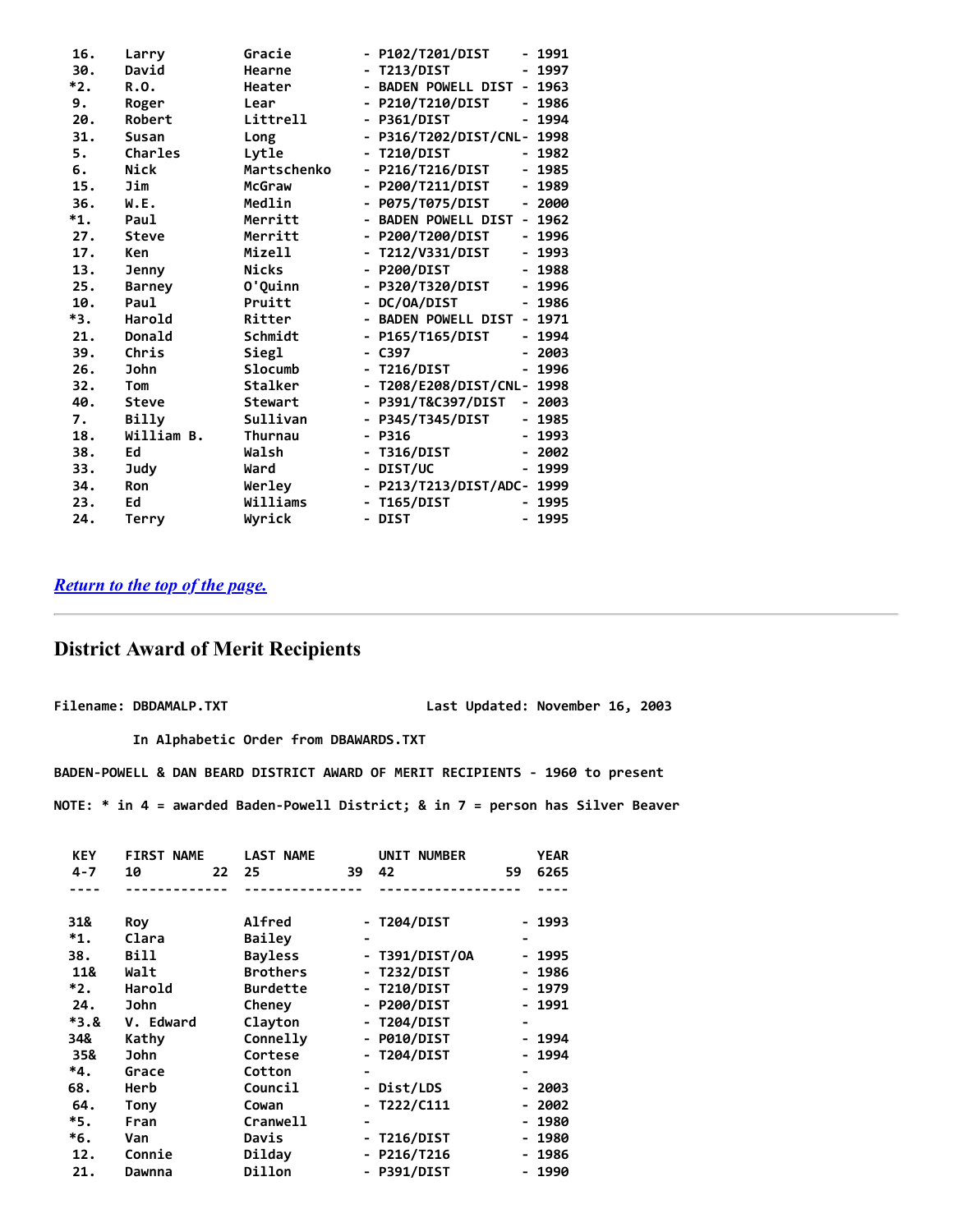```
 16.    Larry         Gracie         - P102/T201/DIST    - 1991
 30.    David         Hearne         - T213/DIST         - 1997
*2.     R.O.          Heater         - BADEN POWELL DIST - 1963
 9.     Roger         Lear           - P210/T210/DIST    - 1986
 20.    Robert        Littrell       - P361/DIST         - 1994
 31.    Susan         Long           - P316/T202/DIST/CNL- 1998
 5.     Charles       Lytle          - T210/DIST         - 1982
 6.     Nick          Martschenko    - P216/T216/DIST    - 1985
 15.    Jim           McGraw         - P200/T211/DIST    - 1989
 36.    W.E.          Medlin         - P075/T075/DIST    - 2000
*1.     Paul          Merritt        - BADEN POWELL DIST - 1962
 27.    Steve         Merritt        - P200/T200/DIST    - 1996
 17.    Ken           Mizell         - T212/V331/DIST    - 1993
 13.    Jenny         Nicks          - P200/DIST         - 1988
 25.    Barney        O'Quinn        - P320/T320/DIST    - 1996
 10.    Paul          Pruitt         - DC/OA/DIST        - 1986
*3.     Harold        Ritter         - BADEN POWELL DIST - 1971
 21.    Donald        Schmidt        - P165/T165/DIST    - 1994
 39.    Chris         Siegl          - C397              - 2003
 26.    John          Slocumb        - T216/DIST         - 1996
 32.    Tom           Stalker        - T208/E208/DIST/CNL- 1998
 40.    Steve         Stewart        - P391/T&C397/DIST  - 2003
 7.     Billy         Sullivan       - P345/T345/DIST    - 1985
 18.    William B.    Thurnau        - P316              - 1993
 38.    Ed            Walsh          - T316/DIST         - 2002
 33.    Judy          Ward           - DIST/UC           - 1999
 34.    Ron           Werley         - P213/T213/DIST/ADC- 1999
 23.    Ed            Williams       - T165/DIST         - 1995
 24.    Terry         Wyrick         - DIST              - 1995
```

*Return to the top of the page.*

---

## District Award of Merit Recipients

```
Filename: DBDAMALP.TXT                        Last Updated: November 16, 2003

          In Alphabetic Order from DBAWARDS.TXT

BADEN-POWELL & DAN BEARD DISTRICT AWARD OF MERIT RECIPIENTS - 1960 to present

NOTE: * in 4 = awarded Baden-Powell District; & in 7 = person has Silver Beaver


  KEY   FIRST NAME     LAST NAME        UNIT NUMBER        YEAR
  4-7   10         22  25           39  42              59  6265
  ----  -------------  ---------------  ------------------  ----

  31&   Roy            Alfred         - T204/DIST         - 1993
 *1.    Clara          Bailey         -                   -
  38.   Bill           Bayless        - T391/DIST/OA      - 1995
  11&   Walt           Brothers       - T232/DIST         - 1986
 *2.    Harold         Burdette       - T210/DIST         - 1979
  24.   John           Cheney         - P200/DIST         - 1991
 *3.&   V. Edward      Clayton        - T204/DIST         -
  34&   Kathy          Connelly       - P010/DIST         - 1994
  35&   John           Cortese        - T204/DIST         - 1994
 *4.    Grace          Cotton         -                   -
  68.   Herb           Council        - Dist/LDS          - 2003
  64.   Tony           Cowan          - T222/C111         - 2002
 *5.    Fran           Cranwell       -                   - 1980
 *6.    Van            Davis          - T216/DIST         - 1980
  12.   Connie         Dilday         - P216/T216         - 1986
  21.   Dawnna         Dillon         - P391/DIST         - 1990
```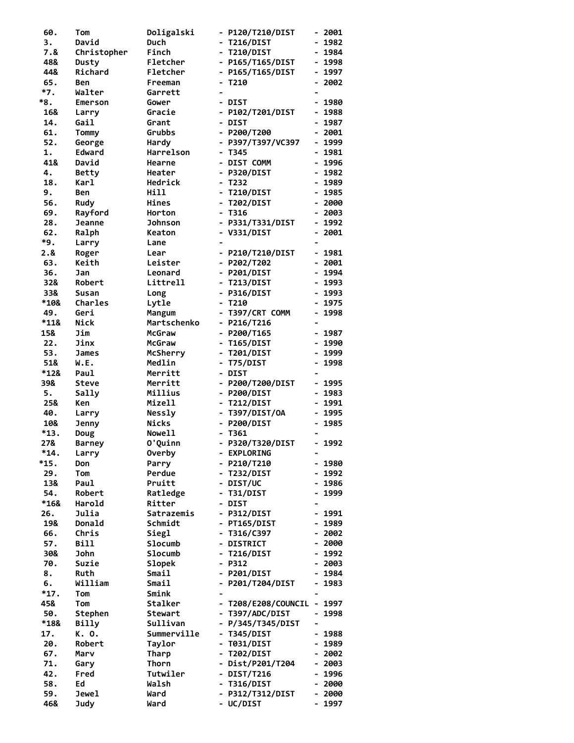| | | | | |
|---|---|---|---|---|
| 60. | Tom | Doligalski | - P120/T210/DIST | - 2001 |
| 3. | David | Duch | - T216/DIST | - 1982 |
| 7.& | Christopher | Finch | - T210/DIST | - 1984 |
| 48& | Dusty | Fletcher | - P165/T165/DIST | - 1998 |
| 44& | Richard | Fletcher | - P165/T165/DIST | - 1997 |
| 65. | Ben | Freeman | - T210 | - 2002 |
| *7. | Walter | Garrett | - | - |
| *8. | Emerson | Gower | - DIST | - 1980 |
| 16& | Larry | Gracie | - P102/T201/DIST | - 1988 |
| 14. | Gail | Grant | - DIST | - 1987 |
| 61. | Tommy | Grubbs | - P200/T200 | - 2001 |
| 52. | George | Hardy | - P397/T397/VC397 | - 1999 |
| 1. | Edward | Harrelson | - T345 | - 1981 |
| 41& | David | Hearne | - DIST COMM | - 1996 |
| 4. | Betty | Heater | - P320/DIST | - 1982 |
| 18. | Karl | Hedrick | - T232 | - 1989 |
| 9. | Ben | Hill | - T210/DIST | - 1985 |
| 56. | Rudy | Hines | - T202/DIST | - 2000 |
| 69. | Rayford | Horton | - T316 | - 2003 |
| 28. | Jeanne | Johnson | - P331/T331/DIST | - 1992 |
| 62. | Ralph | Keaton | - V331/DIST | - 2001 |
| *9. | Larry | Lane | - | - |
| 2.& | Roger | Lear | - P210/T210/DIST | - 1981 |
| 63. | Keith | Leister | - P202/T202 | - 2001 |
| 36. | Jan | Leonard | - P201/DIST | - 1994 |
| 32& | Robert | Littrell | - T213/DIST | - 1993 |
| 33& | Susan | Long | - P316/DIST | - 1993 |
| *10& | Charles | Lytle | - T210 | - 1975 |
| 49. | Geri | Mangum | - T397/CRT COMM | - 1998 |
| *11& | Nick | Martschenko | - P216/T216 | - |
| 15& | Jim | McGraw | - P200/T165 | - 1987 |
| 22. | Jinx | McGraw | - T165/DIST | - 1990 |
| 53. | James | McSherry | - T201/DIST | - 1999 |
| 51& | W.E. | Medlin | - T75/DIST | - 1998 |
| *12& | Paul | Merritt | - DIST | - |
| 39& | Steve | Merritt | - P200/T200/DIST | - 1995 |
| 5. | Sally | Millius | - P200/DIST | - 1983 |
| 25& | Ken | Mizell | - T212/DIST | - 1991 |
| 40. | Larry | Nessly | - T397/DIST/OA | - 1995 |
| 10& | Jenny | Nicks | - P200/DIST | - 1985 |
| *13. | Doug | Nowell | - T361 | - |
| 27& | Barney | O'Quinn | - P320/T320/DIST | - 1992 |
| *14. | Larry | Overby | - EXPLORING | - |
| *15. | Don | Parry | - P210/T210 | - 1980 |
| 29. | Tom | Perdue | - T232/DIST | - 1992 |
| 13& | Paul | Pruitt | - DIST/UC | - 1986 |
| 54. | Robert | Ratledge | - T31/DIST | - 1999 |
| *16& | Harold | Ritter | - DIST | - |
| 26. | Julia | Satrazemis | - P312/DIST | - 1991 |
| 19& | Donald | Schmidt | - PT165/DIST | - 1989 |
| 66. | Chris | Siegl | - T316/C397 | - 2002 |
| 57. | Bill | Slocumb | - DISTRICT | - 2000 |
| 30& | John | Slocumb | - T216/DIST | - 1992 |
| 70. | Suzie | Slopek | - P312 | - 2003 |
| 8. | Ruth | Smail | - P201/DIST | - 1984 |
| 6. | William | Smail | - P201/T204/DIST | - 1983 |
| *17. | Tom | Smink | - | - |
| 45& | Tom | Stalker | - T208/E208/COUNCIL | - 1997 |
| 50. | Stephen | Stewart | - T397/ADC/DIST | - 1998 |
| *18& | Billy | Sullivan | - P/345/T345/DIST | - |
| 17. | K. O. | Summerville | - T345/DIST | - 1988 |
| 20. | Robert | Taylor | - T031/DIST | - 1989 |
| 67. | Marv | Tharp | - T202/DIST | - 2002 |
| 71. | Gary | Thorn | - Dist/P201/T204 | - 2003 |
| 42. | Fred | Tutwiler | - DIST/T216 | - 1996 |
| 58. | Ed | Walsh | - T316/DIST | - 2000 |
| 59. | Jewel | Ward | - P312/T312/DIST | - 2000 |
| 46& | Judy | Ward | - UC/DIST | - 1997 |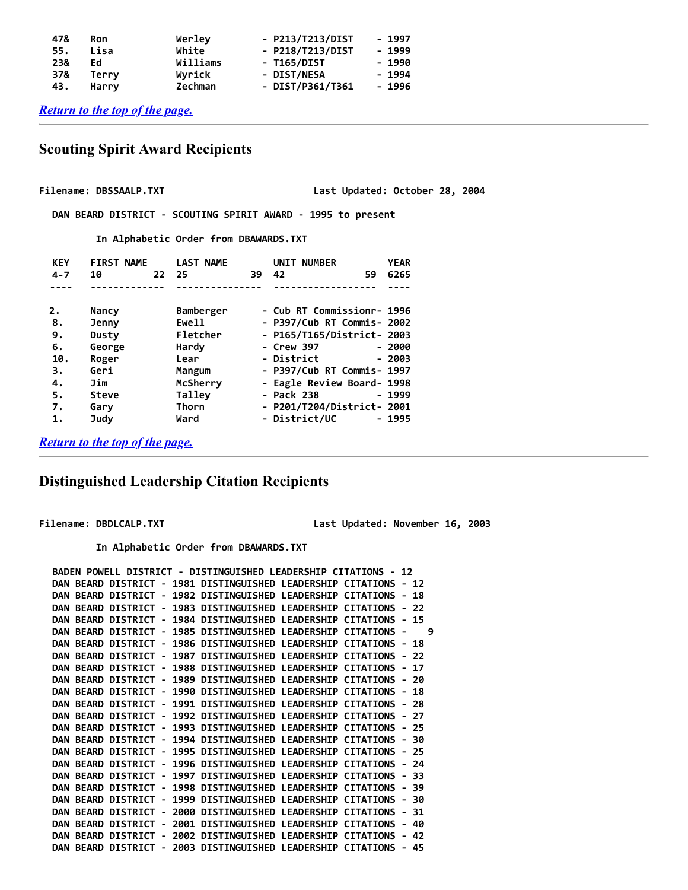```
47&   Ron          Werley          - P213/T213/DIST     - 1997
55.   Lisa         White           - P218/T213/DIST     - 1999
23&   Ed           Williams        - T165/DIST          - 1990
37&   Terry        Wyrick          - DIST/NESA          - 1994
43.   Harry        Zechman         - DIST/P361/T361     - 1996
```

*Return to the top of the page.*

---

## Scouting Spirit Award Recipients

```
Filename: DBSSAALP.TXT                          Last Updated: October 28, 2004

  DAN BEARD DISTRICT - SCOUTING SPIRIT AWARD - 1995 to present

         In Alphabetic Order from DBAWARDS.TXT

  KEY    FIRST NAME     LAST NAME        UNIT NUMBER          YEAR
  4-7    10        22   25          39   42              59   6265
  ----   -------------  ---------------  ------------------   ----

  2.     Nancy          Bamberger      - Cub RT Commissionr- 1996
  8.     Jenny          Ewell          - P397/Cub RT Commis- 2002
  9.     Dusty          Fletcher       - P165/T165/District- 2003
  6.     George         Hardy          - Crew 397          - 2000
  10.    Roger          Lear           - District          - 2003
  3.     Geri           Mangum         - P397/Cub RT Commis- 1997
  4.     Jim            McSherry       - Eagle Review Board- 1998
  5.     Steve          Talley         - Pack 238          - 1999
  7.     Gary           Thorn          - P201/T204/District- 2001
  1.     Judy           Ward           - District/UC       - 1995
```

*Return to the top of the page.*

---

## Distinguished Leadership Citation Recipients

```
Filename: DBDLCALP.TXT                          Last Updated: November 16, 2003

         In Alphabetic Order from DBAWARDS.TXT

  BADEN POWELL DISTRICT - DISTINGUISHED LEADERSHIP CITATIONS - 12
  DAN BEARD DISTRICT - 1981 DISTINGUISHED LEADERSHIP CITATIONS - 12
  DAN BEARD DISTRICT - 1982 DISTINGUISHED LEADERSHIP CITATIONS - 18
  DAN BEARD DISTRICT - 1983 DISTINGUISHED LEADERSHIP CITATIONS - 22
  DAN BEARD DISTRICT - 1984 DISTINGUISHED LEADERSHIP CITATIONS - 15
  DAN BEARD DISTRICT - 1985 DISTINGUISHED LEADERSHIP CITATIONS -   9
  DAN BEARD DISTRICT - 1986 DISTINGUISHED LEADERSHIP CITATIONS - 18
  DAN BEARD DISTRICT - 1987 DISTINGUISHED LEADERSHIP CITATIONS - 22
  DAN BEARD DISTRICT - 1988 DISTINGUISHED LEADERSHIP CITATIONS - 17
  DAN BEARD DISTRICT - 1989 DISTINGUISHED LEADERSHIP CITATIONS - 20
  DAN BEARD DISTRICT - 1990 DISTINGUISHED LEADERSHIP CITATIONS - 18
  DAN BEARD DISTRICT - 1991 DISTINGUISHED LEADERSHIP CITATIONS - 28
  DAN BEARD DISTRICT - 1992 DISTINGUISHED LEADERSHIP CITATIONS - 27
  DAN BEARD DISTRICT - 1993 DISTINGUISHED LEADERSHIP CITATIONS - 25
  DAN BEARD DISTRICT - 1994 DISTINGUISHED LEADERSHIP CITATIONS - 30
  DAN BEARD DISTRICT - 1995 DISTINGUISHED LEADERSHIP CITATIONS - 25
  DAN BEARD DISTRICT - 1996 DISTINGUISHED LEADERSHIP CITATIONS - 24
  DAN BEARD DISTRICT - 1997 DISTINGUISHED LEADERSHIP CITATIONS - 33
  DAN BEARD DISTRICT - 1998 DISTINGUISHED LEADERSHIP CITATIONS - 39
  DAN BEARD DISTRICT - 1999 DISTINGUISHED LEADERSHIP CITATIONS - 30
  DAN BEARD DISTRICT - 2000 DISTINGUISHED LEADERSHIP CITATIONS - 31
  DAN BEARD DISTRICT - 2001 DISTINGUISHED LEADERSHIP CITATIONS - 40
  DAN BEARD DISTRICT - 2002 DISTINGUISHED LEADERSHIP CITATIONS - 42
  DAN BEARD DISTRICT - 2003 DISTINGUISHED LEADERSHIP CITATIONS - 45
```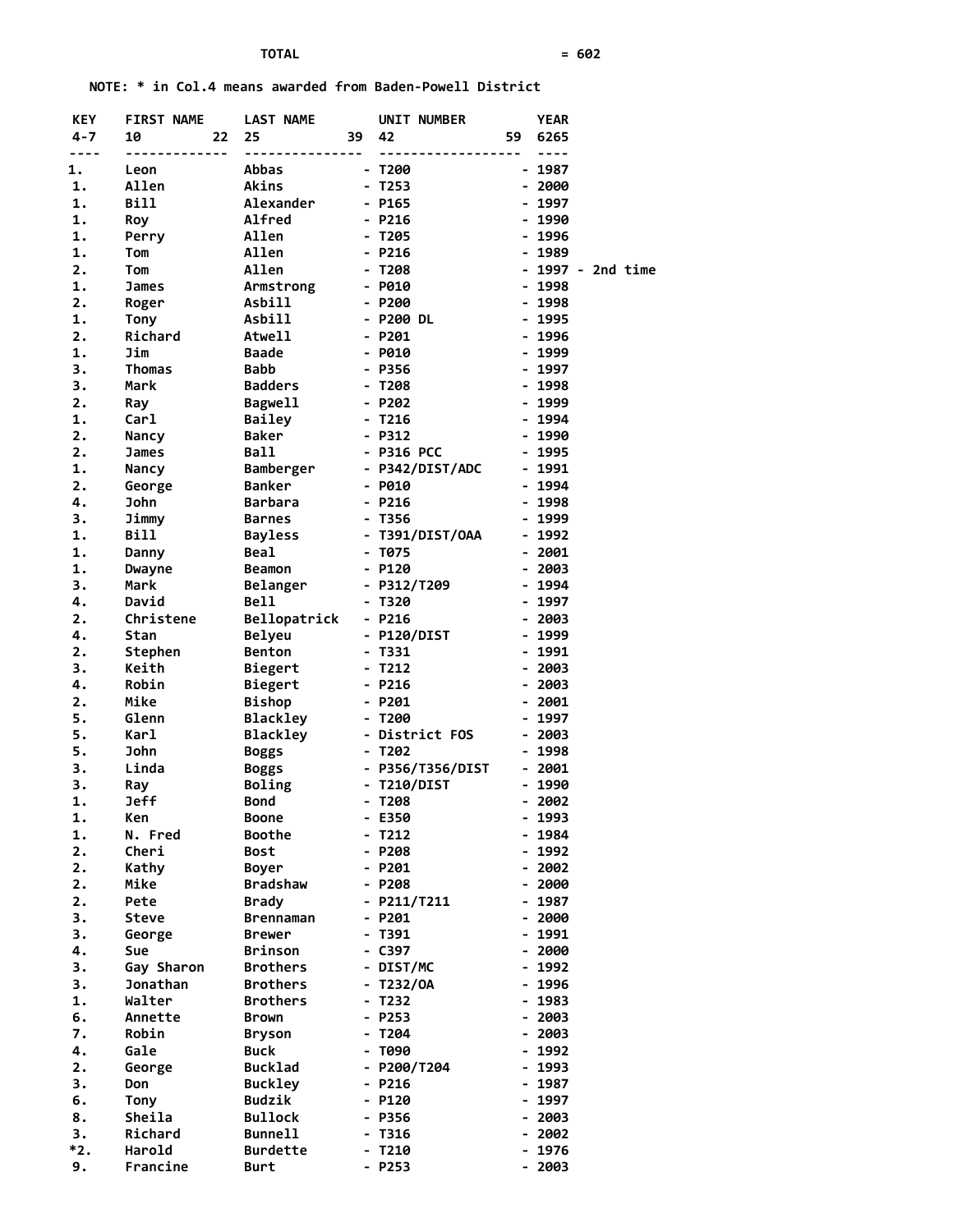TOTAL = 602

NOTE: * in Col.4 means awarded from Baden-Powell District

| KEY<br>4-7 | FIRST NAME<br>10 22 | LAST NAME<br>25 39 | UNIT NUMBER<br>42 59 | YEAR<br>6265 |
|---|---|---|---|---|
| 1. | Leon | Abbas | - T200 | - 1987 |
| 1. | Allen | Akins | - T253 | - 2000 |
| 1. | Bill | Alexander | - P165 | - 1997 |
| 1. | Roy | Alfred | - P216 | - 1990 |
| 1. | Perry | Allen | - T205 | - 1996 |
| 1. | Tom | Allen | - P216 | - 1989 |
| 2. | Tom | Allen | - T208 | - 1997 - 2nd time |
| 1. | James | Armstrong | - P010 | - 1998 |
| 2. | Roger | Asbill | - P200 | - 1998 |
| 1. | Tony | Asbill | - P200 DL | - 1995 |
| 2. | Richard | Atwell | - P201 | - 1996 |
| 1. | Jim | Baade | - P010 | - 1999 |
| 3. | Thomas | Babb | - P356 | - 1997 |
| 3. | Mark | Badders | - T208 | - 1998 |
| 2. | Ray | Bagwell | - P202 | - 1999 |
| 1. | Carl | Bailey | - T216 | - 1994 |
| 2. | Nancy | Baker | - P312 | - 1990 |
| 2. | James | Ball | - P316 PCC | - 1995 |
| 1. | Nancy | Bamberger | - P342/DIST/ADC | - 1991 |
| 2. | George | Banker | - P010 | - 1994 |
| 4. | John | Barbara | - P216 | - 1998 |
| 3. | Jimmy | Barnes | - T356 | - 1999 |
| 1. | Bill | Bayless | - T391/DIST/OAA | - 1992 |
| 1. | Danny | Beal | - T075 | - 2001 |
| 1. | Dwayne | Beamon | - P120 | - 2003 |
| 3. | Mark | Belanger | - P312/T209 | - 1994 |
| 4. | David | Bell | - T320 | - 1997 |
| 2. | Christene | Bellopatrick | - P216 | - 2003 |
| 4. | Stan | Belyeu | - P120/DIST | - 1999 |
| 2. | Stephen | Benton | - T331 | - 1991 |
| 3. | Keith | Biegert | - T212 | - 2003 |
| 4. | Robin | Biegert | - P216 | - 2003 |
| 2. | Mike | Bishop | - P201 | - 2001 |
| 5. | Glenn | Blackley | - T200 | - 1997 |
| 5. | Karl | Blackley | - District FOS | - 2003 |
| 5. | John | Boggs | - T202 | - 1998 |
| 3. | Linda | Boggs | - P356/T356/DIST | - 2001 |
| 3. | Ray | Boling | - T210/DIST | - 1990 |
| 1. | Jeff | Bond | - T208 | - 2002 |
| 1. | Ken | Boone | - E350 | - 1993 |
| 1. | N. Fred | Boothe | - T212 | - 1984 |
| 2. | Cheri | Bost | - P208 | - 1992 |
| 2. | Kathy | Boyer | - P201 | - 2002 |
| 2. | Mike | Bradshaw | - P208 | - 2000 |
| 2. | Pete | Brady | - P211/T211 | - 1987 |
| 3. | Steve | Brennaman | - P201 | - 2000 |
| 3. | George | Brewer | - T391 | - 1991 |
| 4. | Sue | Brinson | - C397 | - 2000 |
| 3. | Gay Sharon | Brothers | - DIST/MC | - 1992 |
| 3. | Jonathan | Brothers | - T232/OA | - 1996 |
| 1. | Walter | Brothers | - T232 | - 1983 |
| 6. | Annette | Brown | - P253 | - 2003 |
| 7. | Robin | Bryson | - T204 | - 2003 |
| 4. | Gale | Buck | - T090 | - 1992 |
| 2. | George | Bucklad | - P200/T204 | - 1993 |
| 3. | Don | Buckley | - P216 | - 1987 |
| 6. | Tony | Budzik | - P120 | - 1997 |
| 8. | Sheila | Bullock | - P356 | - 2003 |
| 3. | Richard | Bunnell | - T316 | - 2002 |
| *2. | Harold | Burdette | - T210 | - 1976 |
| 9. | Francine | Burt | - P253 | - 2003 |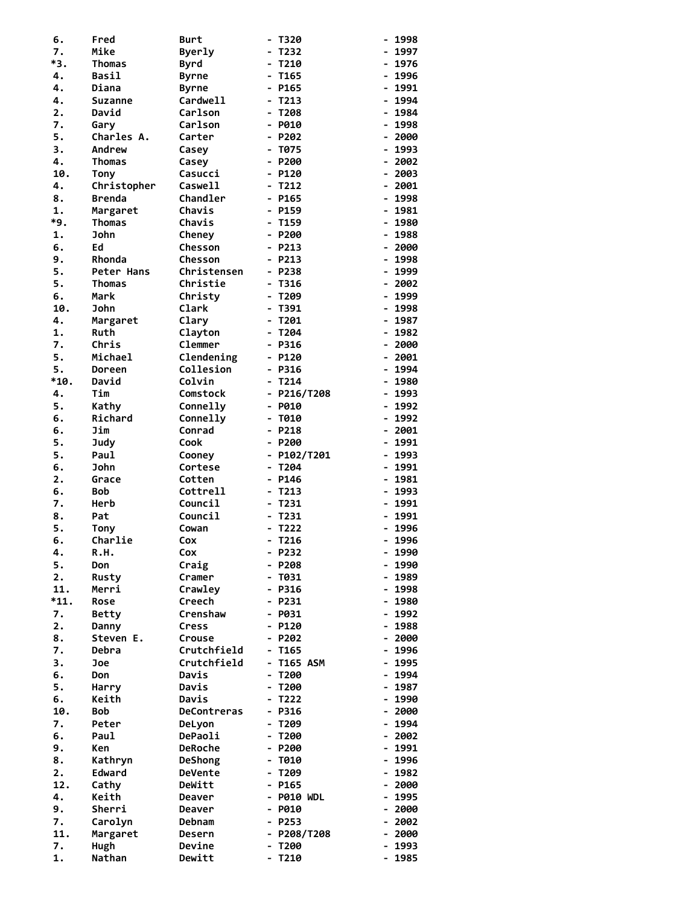| | | | | |
|---|---|---|---|---|
| 6. | Fred | Burt | - T320 | - 1998 |
| 7. | Mike | Byerly | - T232 | - 1997 |
| *3. | Thomas | Byrd | - T210 | - 1976 |
| 4. | Basil | Byrne | - T165 | - 1996 |
| 4. | Diana | Byrne | - P165 | - 1991 |
| 4. | Suzanne | Cardwell | - T213 | - 1994 |
| 2. | David | Carlson | - T208 | - 1984 |
| 7. | Gary | Carlson | - P010 | - 1998 |
| 5. | Charles A. | Carter | - P202 | - 2000 |
| 3. | Andrew | Casey | - T075 | - 1993 |
| 4. | Thomas | Casey | - P200 | - 2002 |
| 10. | Tony | Casucci | - P120 | - 2003 |
| 4. | Christopher | Caswell | - T212 | - 2001 |
| 8. | Brenda | Chandler | - P165 | - 1998 |
| 1. | Margaret | Chavis | - P159 | - 1981 |
| *9. | Thomas | Chavis | - T159 | - 1980 |
| 1. | John | Cheney | - P200 | - 1988 |
| 6. | Ed | Chesson | - P213 | - 2000 |
| 9. | Rhonda | Chesson | - P213 | - 1998 |
| 5. | Peter Hans | Christensen | - P238 | - 1999 |
| 5. | Thomas | Christie | - T316 | - 2002 |
| 6. | Mark | Christy | - T209 | - 1999 |
| 10. | John | Clark | - T391 | - 1998 |
| 4. | Margaret | Clary | - T201 | - 1987 |
| 1. | Ruth | Clayton | - T204 | - 1982 |
| 7. | Chris | Clemmer | - P316 | - 2000 |
| 5. | Michael | Clendening | - P120 | - 2001 |
| 5. | Doreen | Collesion | - P316 | - 1994 |
| *10. | David | Colvin | - T214 | - 1980 |
| 4. | Tim | Comstock | - P216/T208 | - 1993 |
| 5. | Kathy | Connelly | - P010 | - 1992 |
| 6. | Richard | Connelly | - T010 | - 1992 |
| 6. | Jim | Conrad | - P218 | - 2001 |
| 5. | Judy | Cook | - P200 | - 1991 |
| 5. | Paul | Cooney | - P102/T201 | - 1993 |
| 6. | John | Cortese | - T204 | - 1991 |
| 2. | Grace | Cotten | - P146 | - 1981 |
| 6. | Bob | Cottrell | - T213 | - 1993 |
| 7. | Herb | Council | - T231 | - 1991 |
| 8. | Pat | Council | - T231 | - 1991 |
| 5. | Tony | Cowan | - T222 | - 1996 |
| 6. | Charlie | Cox | - T216 | - 1996 |
| 4. | R.H. | Cox | - P232 | - 1990 |
| 5. | Don | Craig | - P208 | - 1990 |
| 2. | Rusty | Cramer | - T031 | - 1989 |
| 11. | Merri | Crawley | - P316 | - 1998 |
| *11. | Rose | Creech | - P231 | - 1980 |
| 7. | Betty | Crenshaw | - P031 | - 1992 |
| 2. | Danny | Cress | - P120 | - 1988 |
| 8. | Steven E. | Crouse | - P202 | - 2000 |
| 7. | Debra | Crutchfield | - T165 | - 1996 |
| 3. | Joe | Crutchfield | - T165 ASM | - 1995 |
| 6. | Don | Davis | - T200 | - 1994 |
| 5. | Harry | Davis | - T200 | - 1987 |
| 6. | Keith | Davis | - T222 | - 1990 |
| 10. | Bob | DeContreras | - P316 | - 2000 |
| 7. | Peter | DeLyon | - T209 | - 1994 |
| 6. | Paul | DePaoli | - T200 | - 2002 |
| 9. | Ken | DeRoche | - P200 | - 1991 |
| 8. | Kathryn | DeShong | - T010 | - 1996 |
| 2. | Edward | DeVente | - T209 | - 1982 |
| 12. | Cathy | DeWitt | - P165 | - 2000 |
| 4. | Keith | Deaver | - P010 WDL | - 1995 |
| 9. | Sherri | Deaver | - P010 | - 2000 |
| 7. | Carolyn | Debnam | - P253 | - 2002 |
| 11. | Margaret | Desern | - P208/T208 | - 2000 |
| 7. | Hugh | Devine | - T200 | - 1993 |
| 1. | Nathan | Dewitt | - T210 | - 1985 |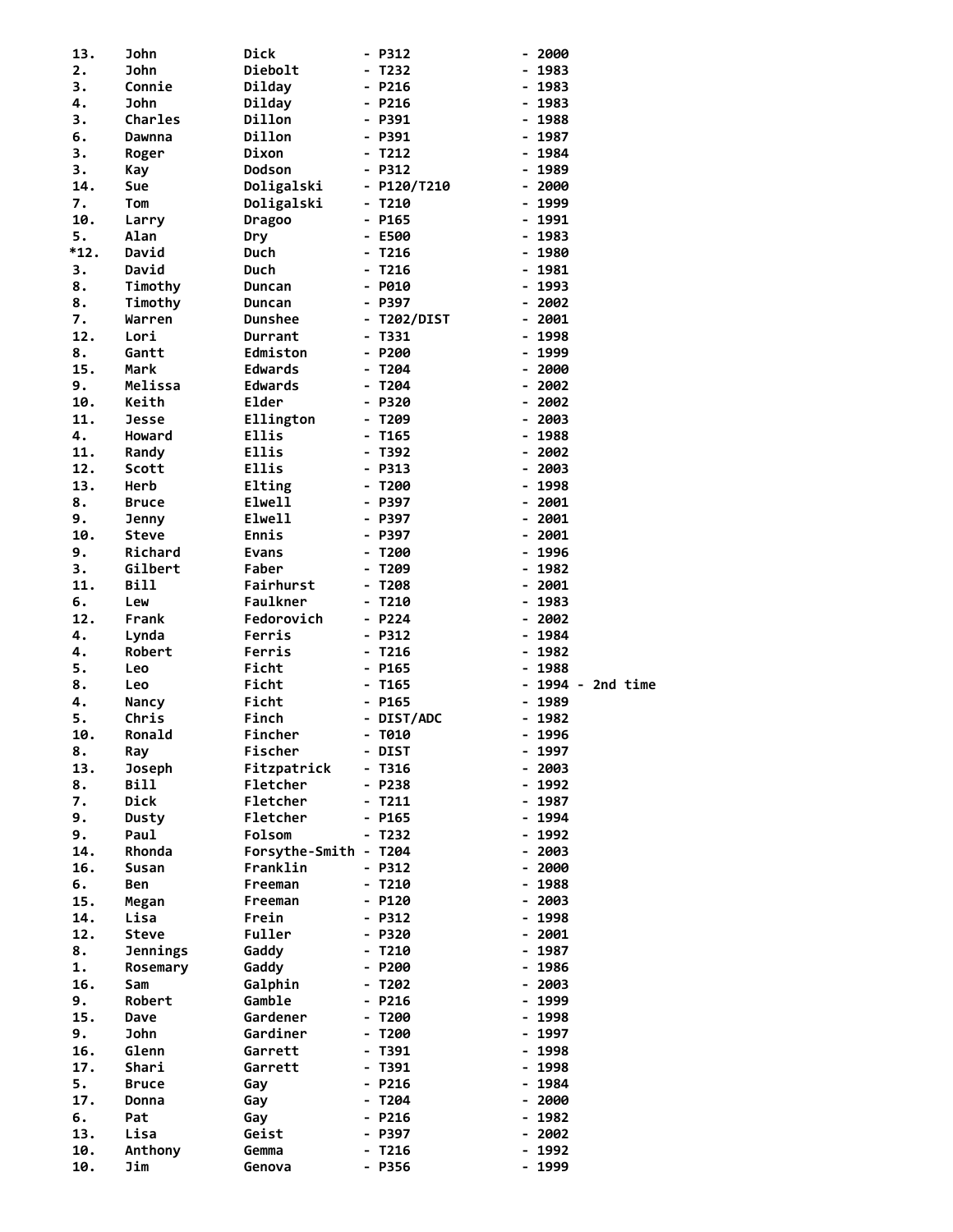| | | | | |
|---|---|---|---|---|
| 13. | John | Dick | - P312 | - 2000 |
| 2. | John | Diebolt | - T232 | - 1983 |
| 3. | Connie | Dilday | - P216 | - 1983 |
| 4. | John | Dilday | - P216 | - 1983 |
| 3. | Charles | Dillon | - P391 | - 1988 |
| 6. | Dawnna | Dillon | - P391 | - 1987 |
| 3. | Roger | Dixon | - T212 | - 1984 |
| 3. | Kay | Dodson | - P312 | - 1989 |
| 14. | Sue | Doligalski | - P120/T210 | - 2000 |
| 7. | Tom | Doligalski | - T210 | - 1999 |
| 10. | Larry | Dragoo | - P165 | - 1991 |
| 5. | Alan | Dry | - E500 | - 1983 |
| *12. | David | Duch | - T216 | - 1980 |
| 3. | David | Duch | - T216 | - 1981 |
| 8. | Timothy | Duncan | - P010 | - 1993 |
| 8. | Timothy | Duncan | - P397 | - 2002 |
| 7. | Warren | Dunshee | - T202/DIST | - 2001 |
| 12. | Lori | Durrant | - T331 | - 1998 |
| 8. | Gantt | Edmiston | - P200 | - 1999 |
| 15. | Mark | Edwards | - T204 | - 2000 |
| 9. | Melissa | Edwards | - T204 | - 2002 |
| 10. | Keith | Elder | - P320 | - 2002 |
| 11. | Jesse | Ellington | - T209 | - 2003 |
| 4. | Howard | Ellis | - T165 | - 1988 |
| 11. | Randy | Ellis | - T392 | - 2002 |
| 12. | Scott | Ellis | - P313 | - 2003 |
| 13. | Herb | Elting | - T200 | - 1998 |
| 8. | Bruce | Elwell | - P397 | - 2001 |
| 9. | Jenny | Elwell | - P397 | - 2001 |
| 10. | Steve | Ennis | - P397 | - 2001 |
| 9. | Richard | Evans | - T200 | - 1996 |
| 3. | Gilbert | Faber | - T209 | - 1982 |
| 11. | Bill | Fairhurst | - T208 | - 2001 |
| 6. | Lew | Faulkner | - T210 | - 1983 |
| 12. | Frank | Fedorovich | - P224 | - 2002 |
| 4. | Lynda | Ferris | - P312 | - 1984 |
| 4. | Robert | Ferris | - T216 | - 1982 |
| 5. | Leo | Ficht | - P165 | - 1988 |
| 8. | Leo | Ficht | - T165 | - 1994 - 2nd time |
| 4. | Nancy | Ficht | - P165 | - 1989 |
| 5. | Chris | Finch | - DIST/ADC | - 1982 |
| 10. | Ronald | Fincher | - T010 | - 1996 |
| 8. | Ray | Fischer | - DIST | - 1997 |
| 13. | Joseph | Fitzpatrick | - T316 | - 2003 |
| 8. | Bill | Fletcher | - P238 | - 1992 |
| 7. | Dick | Fletcher | - T211 | - 1987 |
| 9. | Dusty | Fletcher | - P165 | - 1994 |
| 9. | Paul | Folsom | - T232 | - 1992 |
| 14. | Rhonda | Forsythe-Smith | - T204 | - 2003 |
| 16. | Susan | Franklin | - P312 | - 2000 |
| 6. | Ben | Freeman | - T210 | - 1988 |
| 15. | Megan | Freeman | - P120 | - 2003 |
| 14. | Lisa | Frein | - P312 | - 1998 |
| 12. | Steve | Fuller | - P320 | - 2001 |
| 8. | Jennings | Gaddy | - T210 | - 1987 |
| 1. | Rosemary | Gaddy | - P200 | - 1986 |
| 16. | Sam | Galphin | - T202 | - 2003 |
| 9. | Robert | Gamble | - P216 | - 1999 |
| 15. | Dave | Gardener | - T200 | - 1998 |
| 9. | John | Gardiner | - T200 | - 1997 |
| 16. | Glenn | Garrett | - T391 | - 1998 |
| 17. | Shari | Garrett | - T391 | - 1998 |
| 5. | Bruce | Gay | - P216 | - 1984 |
| 17. | Donna | Gay | - T204 | - 2000 |
| 6. | Pat | Gay | - P216 | - 1982 |
| 13. | Lisa | Geist | - P397 | - 2002 |
| 10. | Anthony | Gemma | - T216 | - 1992 |
| 10. | Jim | Genova | - P356 | - 1999 |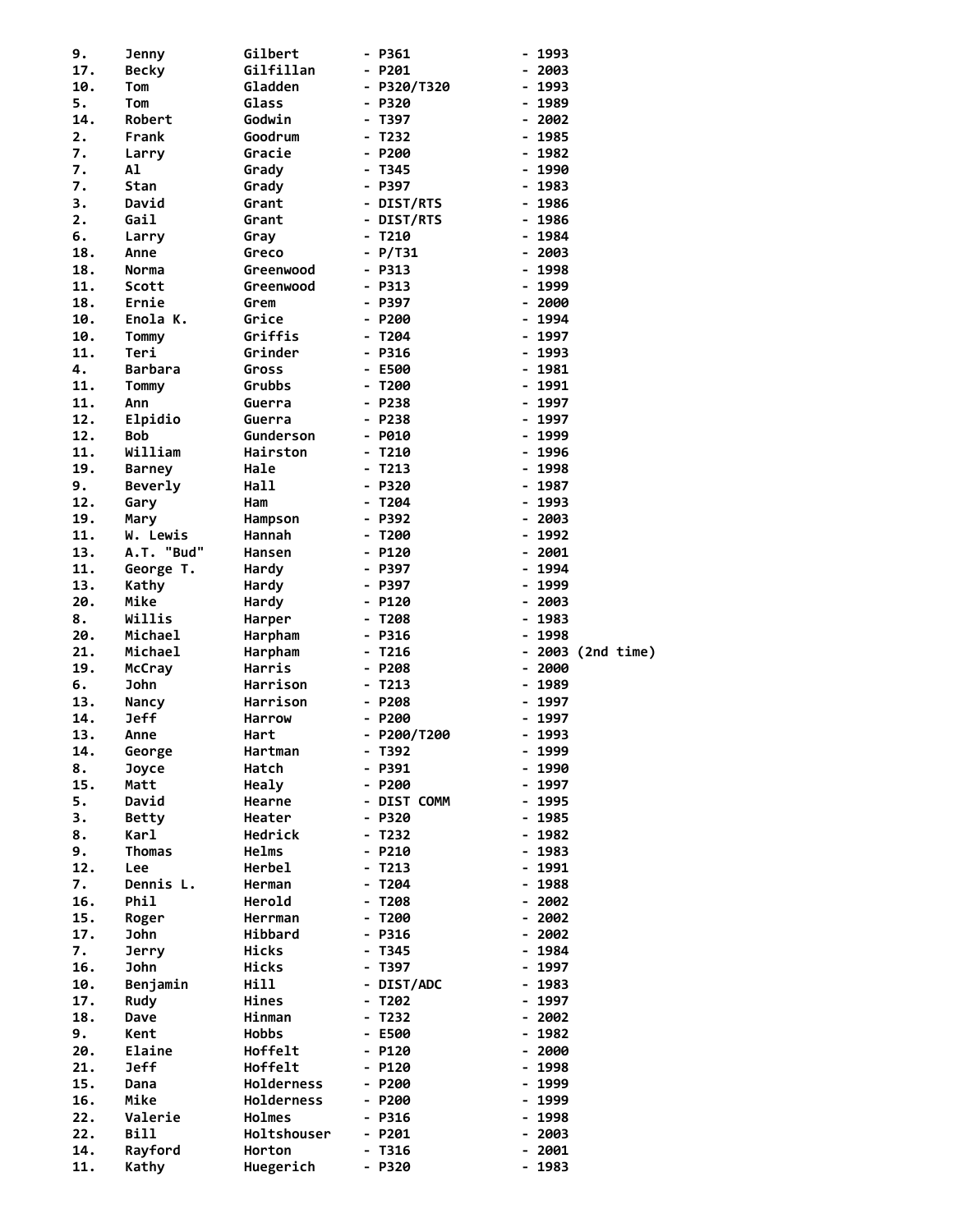| | | | | |
|---|---|---|---|---|
| 9. | Jenny | Gilbert | - P361 | - 1993 |
| 17. | Becky | Gilfillan | - P201 | - 2003 |
| 10. | Tom | Gladden | - P320/T320 | - 1993 |
| 5. | Tom | Glass | - P320 | - 1989 |
| 14. | Robert | Godwin | - T397 | - 2002 |
| 2. | Frank | Goodrum | - T232 | - 1985 |
| 7. | Larry | Gracie | - P200 | - 1982 |
| 7. | Al | Grady | - T345 | - 1990 |
| 7. | Stan | Grady | - P397 | - 1983 |
| 3. | David | Grant | - DIST/RTS | - 1986 |
| 2. | Gail | Grant | - DIST/RTS | - 1986 |
| 6. | Larry | Gray | - T210 | - 1984 |
| 18. | Anne | Greco | - P/T31 | - 2003 |
| 18. | Norma | Greenwood | - P313 | - 1998 |
| 11. | Scott | Greenwood | - P313 | - 1999 |
| 18. | Ernie | Grem | - P397 | - 2000 |
| 10. | Enola K. | Grice | - P200 | - 1994 |
| 10. | Tommy | Griffis | - T204 | - 1997 |
| 11. | Teri | Grinder | - P316 | - 1993 |
| 4. | Barbara | Gross | - E500 | - 1981 |
| 11. | Tommy | Grubbs | - T200 | - 1991 |
| 11. | Ann | Guerra | - P238 | - 1997 |
| 12. | Elpidio | Guerra | - P238 | - 1997 |
| 12. | Bob | Gunderson | - P010 | - 1999 |
| 11. | William | Hairston | - T210 | - 1996 |
| 19. | Barney | Hale | - T213 | - 1998 |
| 9. | Beverly | Hall | - P320 | - 1987 |
| 12. | Gary | Ham | - T204 | - 1993 |
| 19. | Mary | Hampson | - P392 | - 2003 |
| 11. | W. Lewis | Hannah | - T200 | - 1992 |
| 13. | A.T. "Bud" | Hansen | - P120 | - 2001 |
| 11. | George T. | Hardy | - P397 | - 1994 |
| 13. | Kathy | Hardy | - P397 | - 1999 |
| 20. | Mike | Hardy | - P120 | - 2003 |
| 8. | Willis | Harper | - T208 | - 1983 |
| 20. | Michael | Harpham | - P316 | - 1998 |
| 21. | Michael | Harpham | - T216 | - 2003 (2nd time) |
| 19. | McCray | Harris | - P208 | - 2000 |
| 6. | John | Harrison | - T213 | - 1989 |
| 13. | Nancy | Harrison | - P208 | - 1997 |
| 14. | Jeff | Harrow | - P200 | - 1997 |
| 13. | Anne | Hart | - P200/T200 | - 1993 |
| 14. | George | Hartman | - T392 | - 1999 |
| 8. | Joyce | Hatch | - P391 | - 1990 |
| 15. | Matt | Healy | - P200 | - 1997 |
| 5. | David | Hearne | - DIST COMM | - 1995 |
| 3. | Betty | Heater | - P320 | - 1985 |
| 8. | Karl | Hedrick | - T232 | - 1982 |
| 9. | Thomas | Helms | - P210 | - 1983 |
| 12. | Lee | Herbel | - T213 | - 1991 |
| 7. | Dennis L. | Herman | - T204 | - 1988 |
| 16. | Phil | Herold | - T208 | - 2002 |
| 15. | Roger | Herrman | - T200 | - 2002 |
| 17. | John | Hibbard | - P316 | - 2002 |
| 7. | Jerry | Hicks | - T345 | - 1984 |
| 16. | John | Hicks | - T397 | - 1997 |
| 10. | Benjamin | Hill | - DIST/ADC | - 1983 |
| 17. | Rudy | Hines | - T202 | - 1997 |
| 18. | Dave | Hinman | - T232 | - 2002 |
| 9. | Kent | Hobbs | - E500 | - 1982 |
| 20. | Elaine | Hoffelt | - P120 | - 2000 |
| 21. | Jeff | Hoffelt | - P120 | - 1998 |
| 15. | Dana | Holderness | - P200 | - 1999 |
| 16. | Mike | Holderness | - P200 | - 1999 |
| 22. | Valerie | Holmes | - P316 | - 1998 |
| 22. | Bill | Holtshouser | - P201 | - 2003 |
| 14. | Rayford | Horton | - T316 | - 2001 |
| 11. | Kathy | Huegerich | - P320 | - 1983 |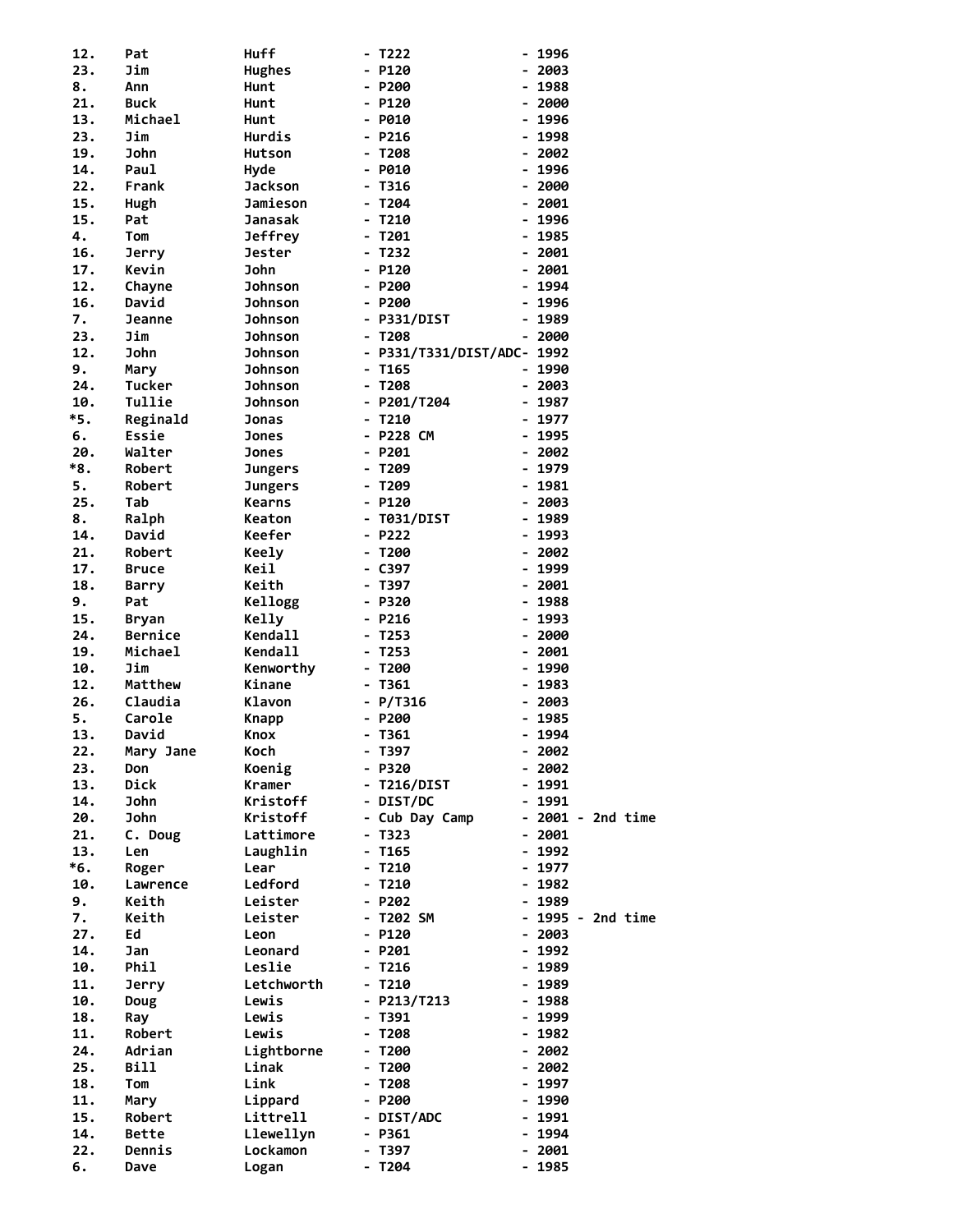| | | | | |
|---|---|---|---|---|
| 12. | Pat | Huff | - T222 | - 1996 |
| 23. | Jim | Hughes | - P120 | - 2003 |
| 8. | Ann | Hunt | - P200 | - 1988 |
| 21. | Buck | Hunt | - P120 | - 2000 |
| 13. | Michael | Hunt | - P010 | - 1996 |
| 23. | Jim | Hurdis | - P216 | - 1998 |
| 19. | John | Hutson | - T208 | - 2002 |
| 14. | Paul | Hyde | - P010 | - 1996 |
| 22. | Frank | Jackson | - T316 | - 2000 |
| 15. | Hugh | Jamieson | - T204 | - 2001 |
| 15. | Pat | Janasak | - T210 | - 1996 |
| 4. | Tom | Jeffrey | - T201 | - 1985 |
| 16. | Jerry | Jester | - T232 | - 2001 |
| 17. | Kevin | John | - P120 | - 2001 |
| 12. | Chayne | Johnson | - P200 | - 1994 |
| 16. | David | Johnson | - P200 | - 1996 |
| 7. | Jeanne | Johnson | - P331/DIST | - 1989 |
| 23. | Jim | Johnson | - T208 | - 2000 |
| 12. | John | Johnson | - P331/T331/DIST/ADC | - 1992 |
| 9. | Mary | Johnson | - T165 | - 1990 |
| 24. | Tucker | Johnson | - T208 | - 2003 |
| 10. | Tullie | Johnson | - P201/T204 | - 1987 |
| *5. | Reginald | Jonas | - T210 | - 1977 |
| 6. | Essie | Jones | - P228 CM | - 1995 |
| 20. | Walter | Jones | - P201 | - 2002 |
| *8. | Robert | Jungers | - T209 | - 1979 |
| 5. | Robert | Jungers | - T209 | - 1981 |
| 25. | Tab | Kearns | - P120 | - 2003 |
| 8. | Ralph | Keaton | - T031/DIST | - 1989 |
| 14. | David | Keefer | - P222 | - 1993 |
| 21. | Robert | Keely | - T200 | - 2002 |
| 17. | Bruce | Keil | - C397 | - 1999 |
| 18. | Barry | Keith | - T397 | - 2001 |
| 9. | Pat | Kellogg | - P320 | - 1988 |
| 15. | Bryan | Kelly | - P216 | - 1993 |
| 24. | Bernice | Kendall | - T253 | - 2000 |
| 19. | Michael | Kendall | - T253 | - 2001 |
| 10. | Jim | Kenworthy | - T200 | - 1990 |
| 12. | Matthew | Kinane | - T361 | - 1983 |
| 26. | Claudia | Klavon | - P/T316 | - 2003 |
| 5. | Carole | Knapp | - P200 | - 1985 |
| 13. | David | Knox | - T361 | - 1994 |
| 22. | Mary Jane | Koch | - T397 | - 2002 |
| 23. | Don | Koenig | - P320 | - 2002 |
| 13. | Dick | Kramer | - T216/DIST | - 1991 |
| 14. | John | Kristoff | - DIST/DC | - 1991 |
| 20. | John | Kristoff | - Cub Day Camp | - 2001 - 2nd time |
| 21. | C. Doug | Lattimore | - T323 | - 2001 |
| 13. | Len | Laughlin | - T165 | - 1992 |
| *6. | Roger | Lear | - T210 | - 1977 |
| 10. | Lawrence | Ledford | - T210 | - 1982 |
| 9. | Keith | Leister | - P202 | - 1989 |
| 7. | Keith | Leister | - T202 SM | - 1995 - 2nd time |
| 27. | Ed | Leon | - P120 | - 2003 |
| 14. | Jan | Leonard | - P201 | - 1992 |
| 10. | Phil | Leslie | - T216 | - 1989 |
| 11. | Jerry | Letchworth | - T210 | - 1989 |
| 10. | Doug | Lewis | - P213/T213 | - 1988 |
| 18. | Ray | Lewis | - T391 | - 1999 |
| 11. | Robert | Lewis | - T208 | - 1982 |
| 24. | Adrian | Lightborne | - T200 | - 2002 |
| 25. | Bill | Linak | - T200 | - 2002 |
| 18. | Tom | Link | - T208 | - 1997 |
| 11. | Mary | Lippard | - P200 | - 1990 |
| 15. | Robert | Littrell | - DIST/ADC | - 1991 |
| 14. | Bette | Llewellyn | - P361 | - 1994 |
| 22. | Dennis | Lockamon | - T397 | - 2001 |
| 6. | Dave | Logan | - T204 | - 1985 |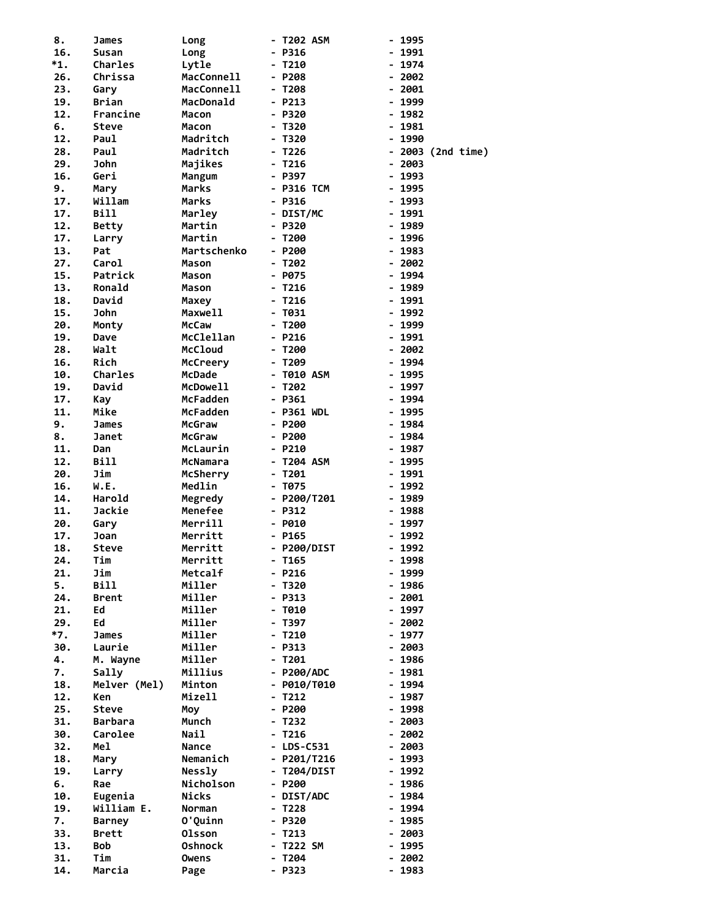```
 8.    James        Long          - T202 ASM        - 1995
 16.   Susan        Long          - P316            - 1991
 *1.   Charles      Lytle         - T210            - 1974
 26.   Chrissa      MacConnell    - P208            - 2002
 23.   Gary         MacConnell    - T208            - 2001
 19.   Brian        MacDonald     - P213            - 1999
 12.   Francine     Macon         - P320            - 1982
 6.    Steve        Macon         - T320            - 1981
 12.   Paul         Madritch      - T320            - 1990
 28.   Paul         Madritch      - T226            - 2003 (2nd time)
 29.   John         Majikes       - T216            - 2003
 16.   Geri         Mangum        - P397            - 1993
 9.    Mary         Marks         - P316 TCM        - 1995
 17.   Willam       Marks         - P316            - 1993
 17.   Bill         Marley        - DIST/MC         - 1991
 12.   Betty        Martin        - P320            - 1989
 17.   Larry        Martin        - T200            - 1996
 13.   Pat          Martschenko   - P200            - 1983
 27.   Carol        Mason         - T202            - 2002
 15.   Patrick      Mason         - P075            - 1994
 13.   Ronald       Mason         - T216            - 1989
 18.   David        Maxey         - T216            - 1991
 15.   John         Maxwell       - T031            - 1992
 20.   Monty        McCaw         - T200            - 1999
 19.   Dave         McClellan     - P216            - 1991
 28.   Walt         McCloud       - T200            - 2002
 16.   Rich         McCreery      - T209            - 1994
 10.   Charles      McDade        - T010 ASM        - 1995
 19.   David        McDowell      - T202            - 1997
 17.   Kay          McFadden      - P361            - 1994
 11.   Mike         McFadden      - P361 WDL        - 1995
 9.    James        McGraw        - P200            - 1984
 8.    Janet        McGraw        - P200            - 1984
 11.   Dan          McLaurin      - P210            - 1987
 12.   Bill         McNamara      - T204 ASM        - 1995
 20.   Jim          McSherry      - T201            - 1991
 16.   W.E.         Medlin        - T075            - 1992
 14.   Harold       Megredy       - P200/T201       - 1989
 11.   Jackie       Menefee       - P312            - 1988
 20.   Gary         Merrill       - P010            - 1997
 17.   Joan         Merritt       - P165            - 1992
 18.   Steve        Merritt       - P200/DIST       - 1992
 24.   Tim          Merritt       - T165            - 1998
 21.   Jim          Metcalf       - P216            - 1999
 5.    Bill         Miller        - T320            - 1986
 24.   Brent        Miller        - P313            - 2001
 21.   Ed           Miller        - T010            - 1997
 29.   Ed           Miller        - T397            - 2002
 *7.   James        Miller        - T210            - 1977
 30.   Laurie       Miller        - P313            - 2003
 4.    M. Wayne     Miller        - T201            - 1986
 7.    Sally        Millius       - P200/ADC        - 1981
 18.   Melver (Mel) Minton        - P010/T010       - 1994
 12.   Ken          Mizell        - T212            - 1987
 25.   Steve        Moy           - P200            - 1998
 31.   Barbara      Munch         - T232            - 2003
 30.   Carolee      Nail          - T216            - 2002
 32.   Mel          Nance         - LDS-C531        - 2003
 18.   Mary         Nemanich      - P201/T216       - 1993
 19.   Larry        Nessly        - T204/DIST       - 1992
 6.    Rae          Nicholson     - P200            - 1986
 10.   Eugenia      Nicks         - DIST/ADC        - 1984
 19.   William E.   Norman        - T228            - 1994
 7.    Barney       O'Quinn       - P320            - 1985
 33.   Brett        Olsson        - T213            - 2003
 13.   Bob          Oshnock       - T222 SM         - 1995
 31.   Tim          Owens         - T204            - 2002
 14.   Marcia       Page          - P323            - 1983
```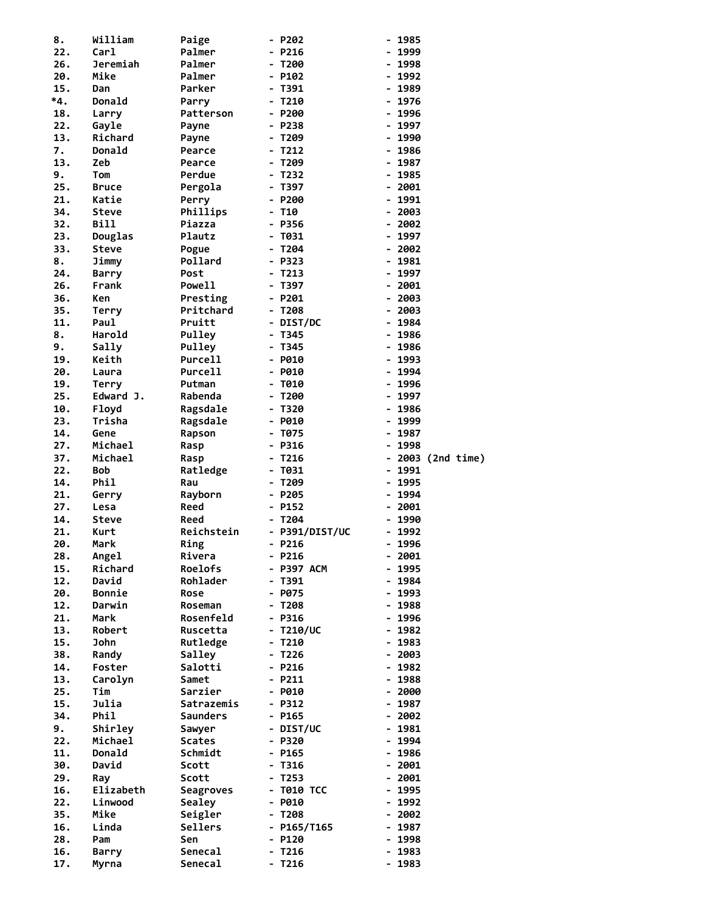| | | | | |
|---|---|---|---|---|
| 8. | William | Paige | - P202 | - 1985 |
| 22. | Carl | Palmer | - P216 | - 1999 |
| 26. | Jeremiah | Palmer | - T200 | - 1998 |
| 20. | Mike | Palmer | - P102 | - 1992 |
| 15. | Dan | Parker | - T391 | - 1989 |
| *4. | Donald | Parry | - T210 | - 1976 |
| 18. | Larry | Patterson | - P200 | - 1996 |
| 22. | Gayle | Payne | - P238 | - 1997 |
| 13. | Richard | Payne | - T209 | - 1990 |
| 7. | Donald | Pearce | - T212 | - 1986 |
| 13. | Zeb | Pearce | - T209 | - 1987 |
| 9. | Tom | Perdue | - T232 | - 1985 |
| 25. | Bruce | Pergola | - T397 | - 2001 |
| 21. | Katie | Perry | - P200 | - 1991 |
| 34. | Steve | Phillips | - T10 | - 2003 |
| 32. | Bill | Piazza | - P356 | - 2002 |
| 23. | Douglas | Plautz | - T031 | - 1997 |
| 33. | Steve | Pogue | - T204 | - 2002 |
| 8. | Jimmy | Pollard | - P323 | - 1981 |
| 24. | Barry | Post | - T213 | - 1997 |
| 26. | Frank | Powell | - T397 | - 2001 |
| 36. | Ken | Presting | - P201 | - 2003 |
| 35. | Terry | Pritchard | - T208 | - 2003 |
| 11. | Paul | Pruitt | - DIST/DC | - 1984 |
| 8. | Harold | Pulley | - T345 | - 1986 |
| 9. | Sally | Pulley | - T345 | - 1986 |
| 19. | Keith | Purcell | - P010 | - 1993 |
| 20. | Laura | Purcell | - P010 | - 1994 |
| 19. | Terry | Putman | - T010 | - 1996 |
| 25. | Edward J. | Rabenda | - T200 | - 1997 |
| 10. | Floyd | Ragsdale | - T320 | - 1986 |
| 23. | Trisha | Ragsdale | - P010 | - 1999 |
| 14. | Gene | Rapson | - T075 | - 1987 |
| 27. | Michael | Rasp | - P316 | - 1998 |
| 37. | Michael | Rasp | - T216 | - 2003 (2nd time) |
| 22. | Bob | Ratledge | - T031 | - 1991 |
| 14. | Phil | Rau | - T209 | - 1995 |
| 21. | Gerry | Rayborn | - P205 | - 1994 |
| 27. | Lesa | Reed | - P152 | - 2001 |
| 14. | Steve | Reed | - T204 | - 1990 |
| 21. | Kurt | Reichstein | - P391/DIST/UC | - 1992 |
| 20. | Mark | Ring | - P216 | - 1996 |
| 28. | Angel | Rivera | - P216 | - 2001 |
| 15. | Richard | Roelofs | - P397 ACM | - 1995 |
| 12. | David | Rohlader | - T391 | - 1984 |
| 20. | Bonnie | Rose | - P075 | - 1993 |
| 12. | Darwin | Roseman | - T208 | - 1988 |
| 21. | Mark | Rosenfeld | - P316 | - 1996 |
| 13. | Robert | Ruscetta | - T210/UC | - 1982 |
| 15. | John | Rutledge | - T210 | - 1983 |
| 38. | Randy | Salley | - T226 | - 2003 |
| 14. | Foster | Salotti | - P216 | - 1982 |
| 13. | Carolyn | Samet | - P211 | - 1988 |
| 25. | Tim | Sarzier | - P010 | - 2000 |
| 15. | Julia | Satrazemis | - P312 | - 1987 |
| 34. | Phil | Saunders | - P165 | - 2002 |
| 9. | Shirley | Sawyer | - DIST/UC | - 1981 |
| 22. | Michael | Scates | - P320 | - 1994 |
| 11. | Donald | Schmidt | - P165 | - 1986 |
| 30. | David | Scott | - T316 | - 2001 |
| 29. | Ray | Scott | - T253 | - 2001 |
| 16. | Elizabeth | Seagroves | - T010 TCC | - 1995 |
| 22. | Linwood | Sealey | - P010 | - 1992 |
| 35. | Mike | Seigler | - T208 | - 2002 |
| 16. | Linda | Sellers | - P165/T165 | - 1987 |
| 28. | Pam | Sen | - P120 | - 1998 |
| 16. | Barry | Senecal | - T216 | - 1983 |
| 17. | Myrna | Senecal | - T216 | - 1983 |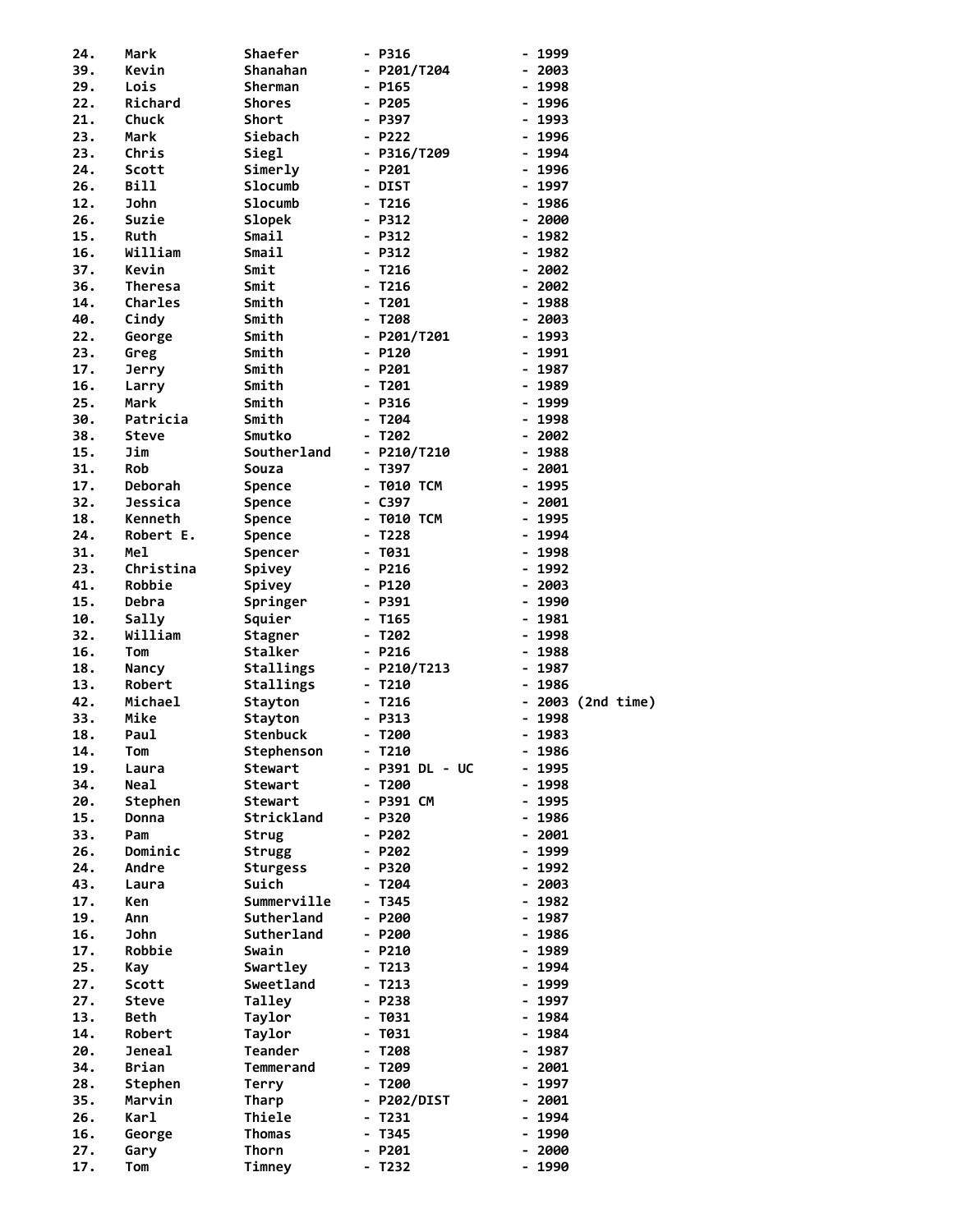```
24.   Mark        Shaefer      - P316          - 1999
39.   Kevin       Shanahan     - P201/T204     - 2003
29.   Lois        Sherman      - P165          - 1998
22.   Richard     Shores       - P205          - 1996
21.   Chuck       Short        - P397          - 1993
23.   Mark        Siebach      - P222          - 1996
23.   Chris       Siegl        - P316/T209     - 1994
24.   Scott       Simerly      - P201          - 1996
26.   Bill        Slocumb      - DIST          - 1997
12.   John        Slocumb      - T216          - 1986
26.   Suzie       Slopek       - P312          - 2000
15.   Ruth        Smail        - P312          - 1982
16.   William     Smail        - P312          - 1982
37.   Kevin       Smit         - T216          - 2002
36.   Theresa     Smit         - T216          - 2002
14.   Charles     Smith        - T201          - 1988
40.   Cindy       Smith        - T208          - 2003
22.   George      Smith        - P201/T201     - 1993
23.   Greg        Smith        - P120          - 1991
17.   Jerry       Smith        - P201          - 1987
16.   Larry       Smith        - T201          - 1989
25.   Mark        Smith        - P316          - 1999
30.   Patricia    Smith        - T204          - 1998
38.   Steve       Smutko       - T202          - 2002
15.   Jim         Southerland  - P210/T210     - 1988
31.   Rob         Souza        - T397          - 2001
17.   Deborah     Spence       - T010 TCM      - 1995
32.   Jessica     Spence       - C397          - 2001
18.   Kenneth     Spence       - T010 TCM      - 1995
24.   Robert E.   Spence       - T228          - 1994
31.   Mel         Spencer      - T031          - 1998
23.   Christina   Spivey       - P216          - 1992
41.   Robbie      Spivey       - P120          - 2003
15.   Debra       Springer     - P391          - 1990
10.   Sally       Squier       - T165          - 1981
32.   William     Stagner      - T202          - 1998
16.   Tom         Stalker      - P216          - 1988
18.   Nancy       Stallings    - P210/T213     - 1987
13.   Robert      Stallings    - T210          - 1986
42.   Michael     Stayton      - T216          - 2003 (2nd time)
33.   Mike        Stayton      - P313          - 1998
18.   Paul        Stenbuck     - T200          - 1983
14.   Tom         Stephenson   - T210          - 1986
19.   Laura       Stewart      - P391 DL - UC  - 1995
34.   Neal        Stewart      - T200          - 1998
20.   Stephen     Stewart      - P391 CM       - 1995
15.   Donna       Strickland   - P320          - 1986
33.   Pam         Strug        - P202          - 2001
26.   Dominic     Strugg       - P202          - 1999
24.   Andre       Sturgess     - P320          - 1992
43.   Laura       Suich        - T204          - 2003
17.   Ken         Summerville  - T345          - 1982
19.   Ann         Sutherland   - P200          - 1987
16.   John        Sutherland   - P200          - 1986
17.   Robbie      Swain        - P210          - 1989
25.   Kay         Swartley     - T213          - 1994
27.   Scott       Sweetland    - T213          - 1999
27.   Steve       Talley       - P238          - 1997
13.   Beth        Taylor       - T031          - 1984
14.   Robert      Taylor       - T031          - 1984
20.   Jeneal      Teander      - T208          - 1987
34.   Brian       Temmerand    - T209          - 2001
28.   Stephen     Terry        - T200          - 1997
35.   Marvin      Tharp        - P202/DIST     - 2001
26.   Karl        Thiele       - T231          - 1994
16.   George      Thomas       - T345          - 1990
27.   Gary        Thorn        - P201          - 2000
17.   Tom         Timney       - T232          - 1990
```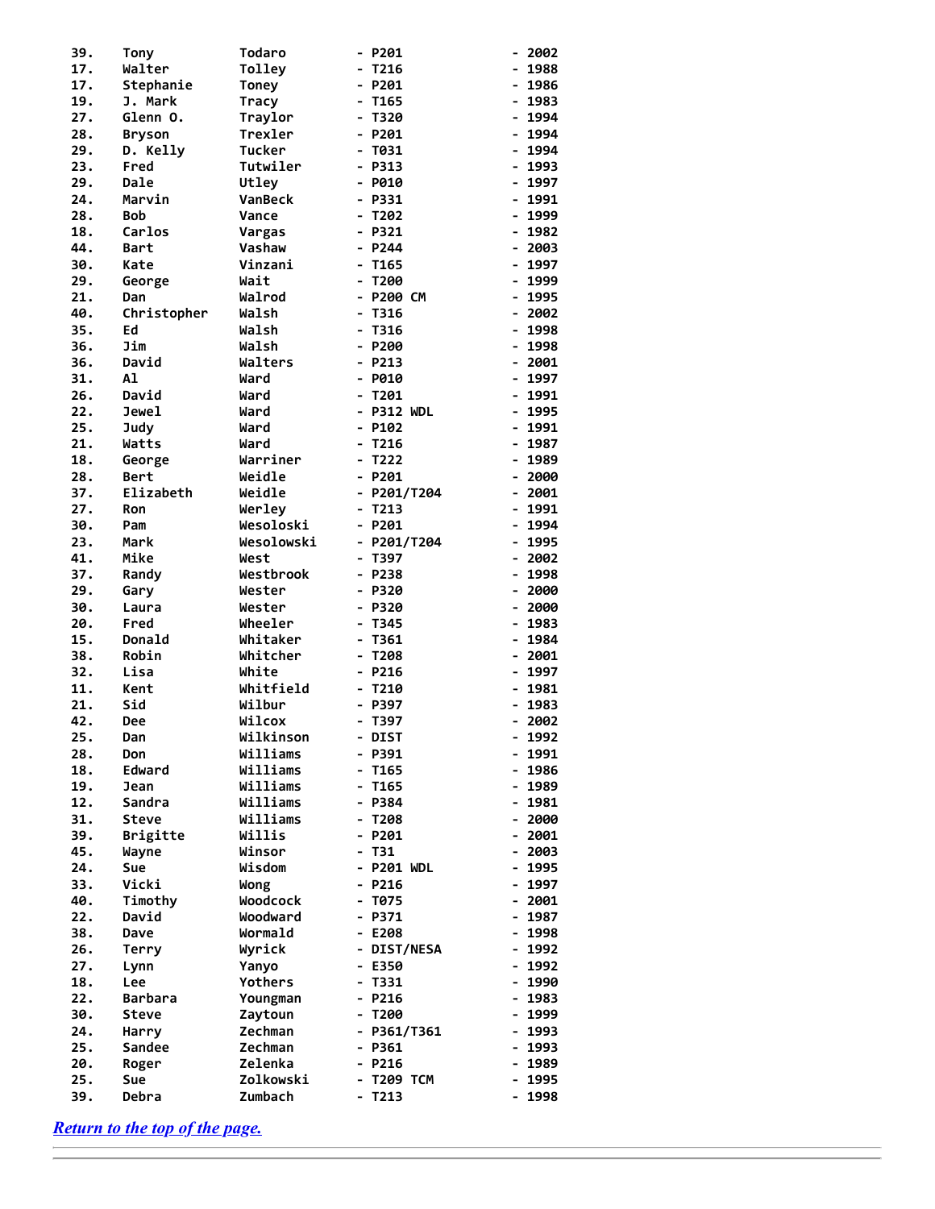```
39.   Tony         Todaro       - P201         - 2002
17.   Walter       Tolley       - T216         - 1988
17.   Stephanie    Toney        - P201         - 1986
19.   J. Mark      Tracy        - T165         - 1983
27.   Glenn O.     Traylor      - T320         - 1994
28.   Bryson       Trexler      - P201         - 1994
29.   D. Kelly     Tucker       - T031         - 1994
23.   Fred         Tutwiler     - P313         - 1993
29.   Dale         Utley        - P010         - 1997
24.   Marvin       VanBeck      - P331         - 1991
28.   Bob          Vance        - T202         - 1999
18.   Carlos       Vargas       - P321         - 1982
44.   Bart         Vashaw       - P244         - 2003
30.   Kate         Vinzani      - T165         - 1997
29.   George       Wait         - T200         - 1999
21.   Dan          Walrod       - P200 CM      - 1995
40.   Christopher  Walsh        - T316         - 2002
35.   Ed           Walsh        - T316         - 1998
36.   Jim          Walsh        - P200         - 1998
36.   David        Walters      - P213         - 2001
31.   Al           Ward         - P010         - 1997
26.   David        Ward         - T201         - 1991
22.   Jewel        Ward         - P312 WDL     - 1995
25.   Judy         Ward         - P102         - 1991
21.   Watts        Ward         - T216         - 1987
18.   George       Warriner     - T222         - 1989
28.   Bert         Weidle       - P201         - 2000
37.   Elizabeth    Weidle       - P201/T204    - 2001
27.   Ron          Werley       - T213         - 1991
30.   Pam          Wesoloski    - P201         - 1994
23.   Mark         Wesolowski   - P201/T204    - 1995
41.   Mike         West         - T397         - 2002
37.   Randy        Westbrook    - P238         - 1998
29.   Gary         Wester       - P320         - 2000
30.   Laura        Wester       - P320         - 2000
20.   Fred         Wheeler      - T345         - 1983
15.   Donald       Whitaker     - T361         - 1984
38.   Robin        Whitcher     - T208         - 2001
32.   Lisa         White        - P216         - 1997
11.   Kent         Whitfield    - T210         - 1981
21.   Sid          Wilbur       - P397         - 1983
42.   Dee          Wilcox       - T397         - 2002
25.   Dan          Wilkinson    - DIST         - 1992
28.   Don          Williams     - P391         - 1991
18.   Edward       Williams     - T165         - 1986
19.   Jean         Williams     - T165         - 1989
12.   Sandra       Williams     - P384         - 1981
31.   Steve        Williams     - T208         - 2000
39.   Brigitte     Willis       - P201         - 2001
45.   Wayne        Winsor       - T31          - 2003
24.   Sue          Wisdom       - P201 WDL     - 1995
33.   Vicki        Wong         - P216         - 1997
40.   Timothy      Woodcock     - T075         - 2001
22.   David        Woodward     - P371         - 1987
38.   Dave         Wormald      - E208         - 1998
26.   Terry        Wyrick       - DIST/NESA    - 1992
27.   Lynn         Yanyo        - E350         - 1992
18.   Lee          Yothers      - T331         - 1990
22.   Barbara      Youngman     - P216         - 1983
30.   Steve        Zaytoun      - T200         - 1999
24.   Harry        Zechman      - P361/T361    - 1993
25.   Sandee       Zechman      - P361         - 1993
20.   Roger        Zelenka      - P216         - 1989
25.   Sue          Zolkowski    - T209 TCM     - 1995
39.   Debra        Zumbach      - T213         - 1998
```

***[Return to the top of the page.](#)***

---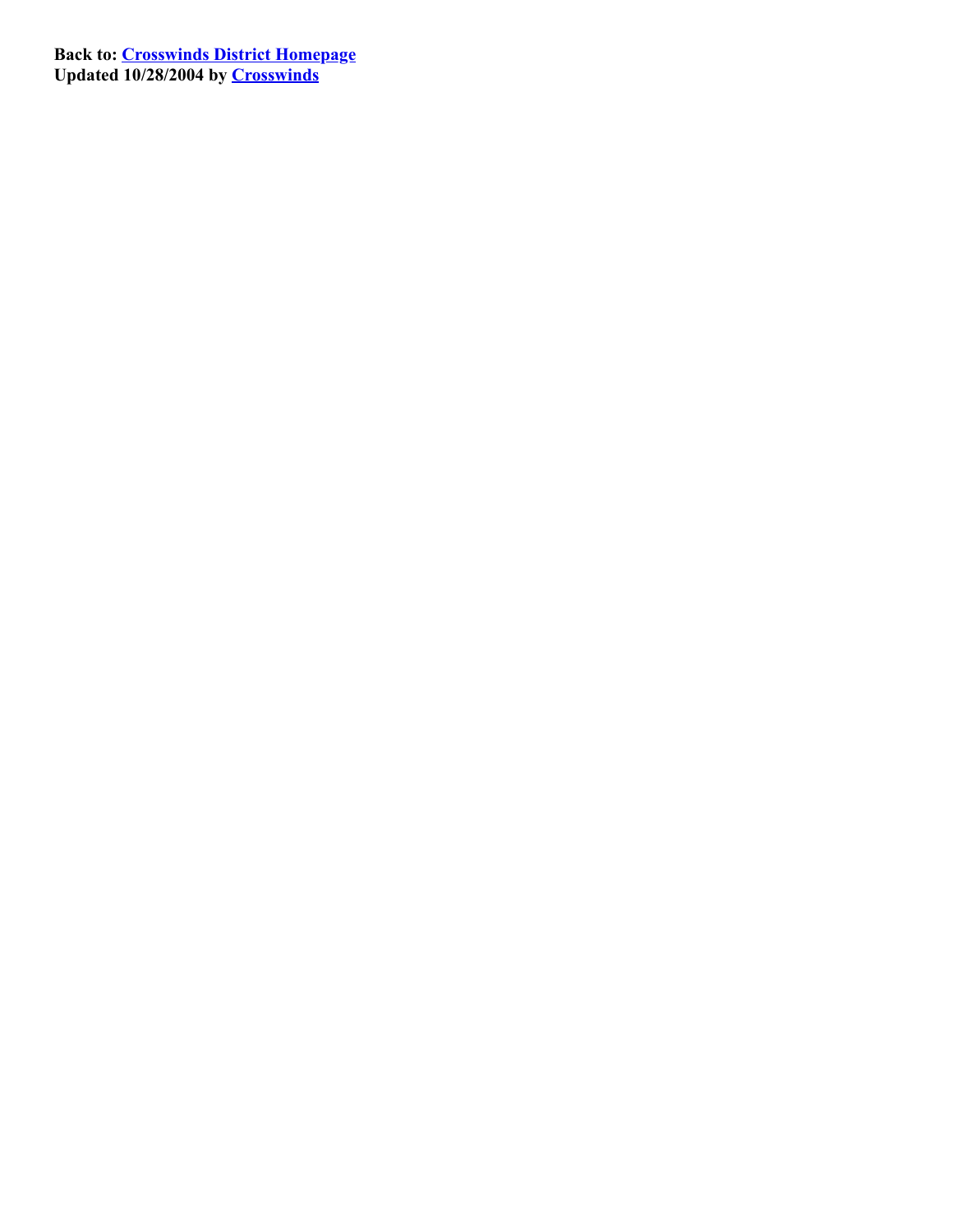**Back to: Crosswinds District Homepage**
**Updated 10/28/2004 by Crosswinds**